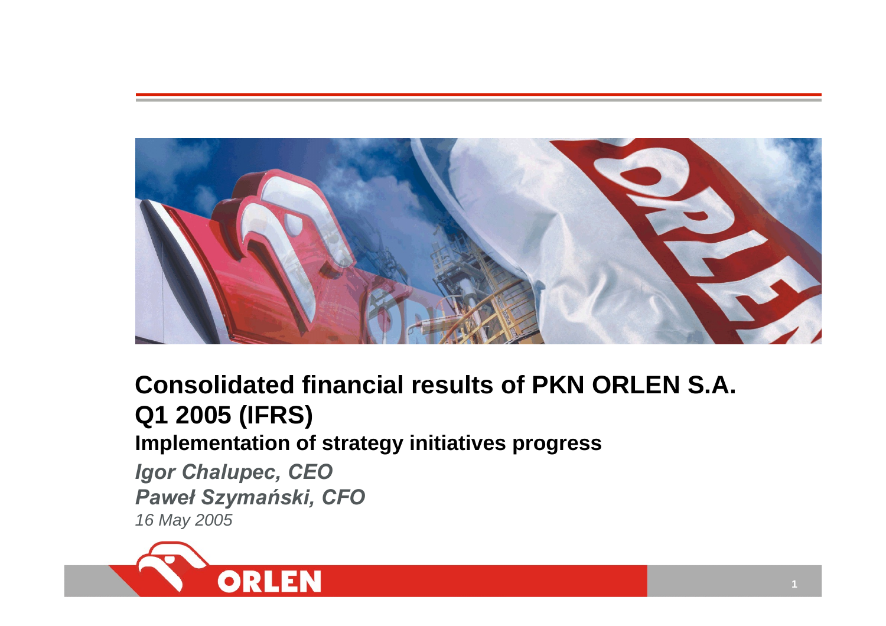# Consolidated financial results of PKN ORLEN S.A. Q1 2005 (IFRS)

## Implementation of strategy initiatives progress

***Igor Chalupec, CEO***

***Paweł Szymański, CFO***

*16 May 2005*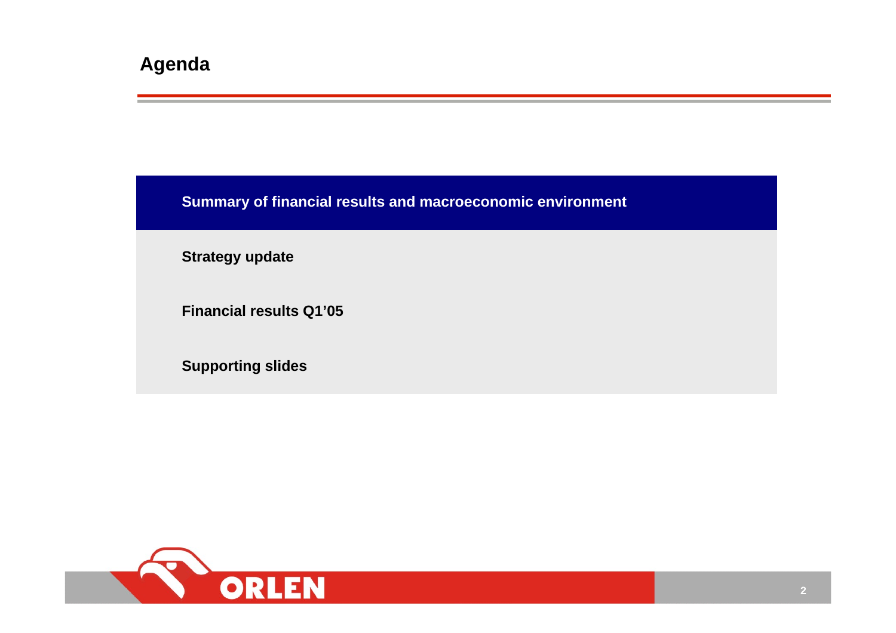# Agenda

**Summary of financial results and macroeconomic environment**

**Strategy update**

**Financial results Q1'05**

**Supporting slides**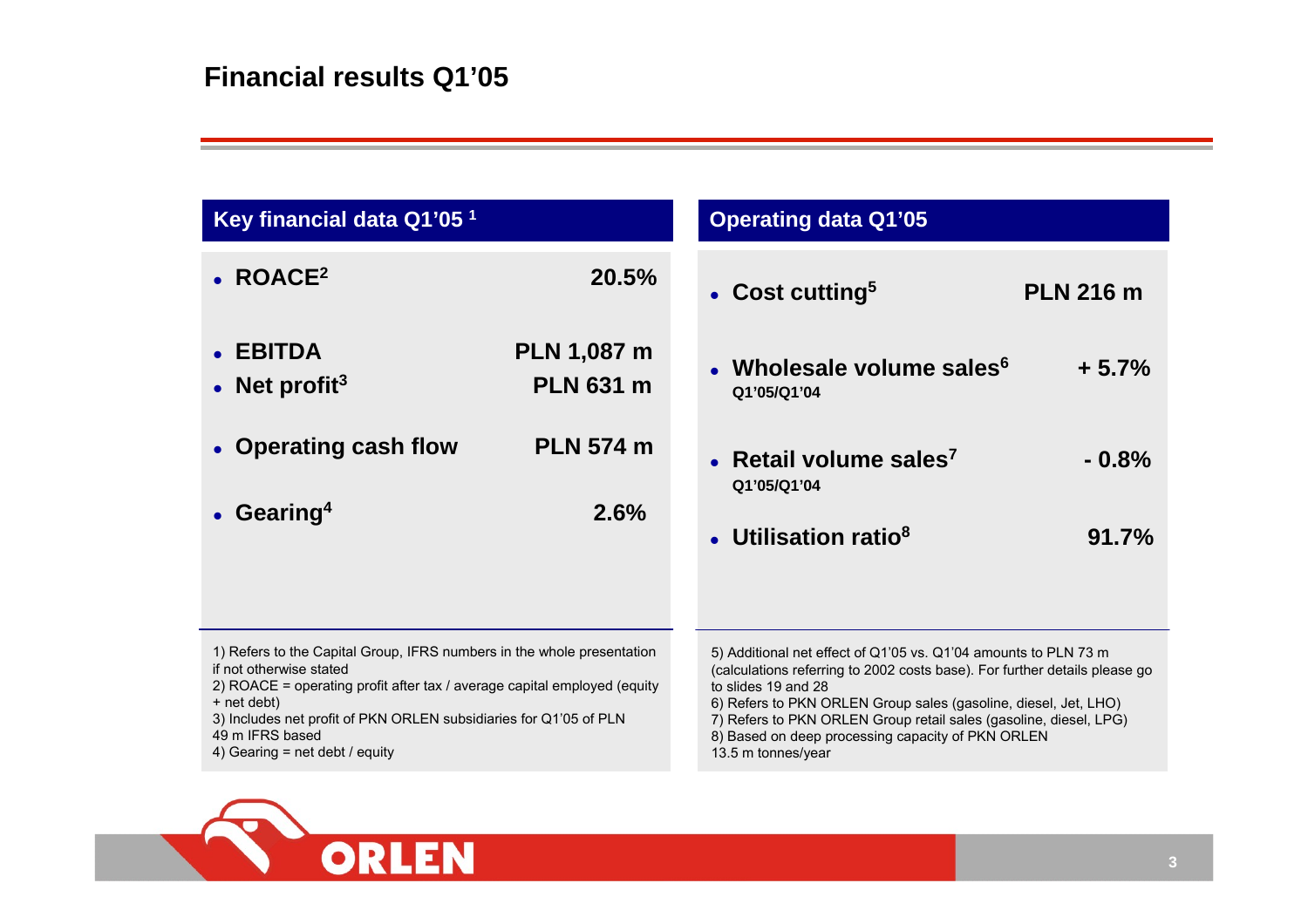# Financial results Q1'05

## Key financial data Q1'05 [1]

| | |
|---|---|
| ROACE[2] | 20.5% |
| EBITDA | PLN 1,087 m |
| Net profit[3] | PLN 631 m |
| Operating cash flow | PLN 574 m |
| Gearing[4] | 2.6% |

1) Refers to the Capital Group, IFRS numbers in the whole presentation if not otherwise stated
2) ROACE = operating profit after tax / average capital employed (equity + net debt)
3) Includes net profit of PKN ORLEN subsidiaries for Q1'05 of PLN 49 m IFRS based
4) Gearing = net debt / equity

## Operating data Q1'05

| | |
|---|---|
| Cost cutting[5] | PLN 216 m |
| Wholesale volume sales[6] Q1'05/Q1'04 | + 5.7% |
| Retail volume sales[7] Q1'05/Q1'04 | - 0.8% |
| Utilisation ratio[8] | 91.7% |

5) Additional net effect of Q1'05 vs. Q1'04 amounts to PLN 73 m (calculations referring to 2002 costs base). For further details please go to slides 19 and 28
6) Refers to PKN ORLEN Group sales (gasoline, diesel, Jet, LHO)
7) Refers to PKN ORLEN Group retail sales (gasoline, diesel, LPG)
8) Based on deep processing capacity of PKN ORLEN 13.5 m tonnes/year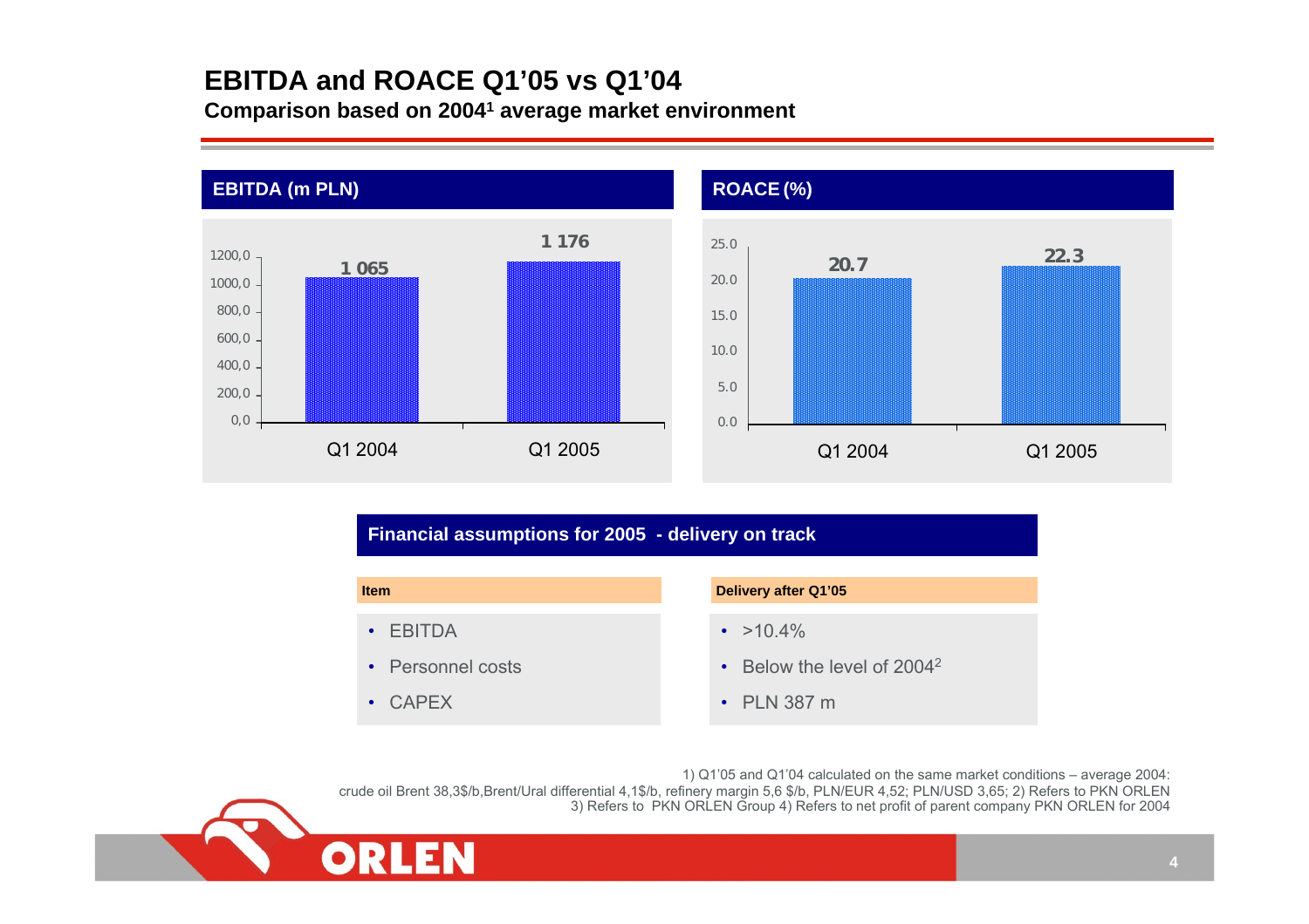# EBITDA and ROACE Q1'05 vs Q1'04

**Comparison based on 2004[1] average market environment**

## EBITDA (m PLN)

| | Q1 2004 | Q1 2005 |
|---|---|---|
| EBITDA (m PLN) | 1 065 | 1 176 |

## ROACE (%)

| | Q1 2004 | Q1 2005 |
|---|---|---|
| ROACE (%) | 20.7 | 22.3 |

## Financial assumptions for 2005 - delivery on track

| Item | Delivery after Q1'05 |
|---|---|
| EBITDA | >10.4% |
| Personnel costs | Below the level of 2004[2] |
| CAPEX | PLN 387 m |

1) Q1'05 and Q1'04 calculated on the same market conditions – average 2004: crude oil Brent 38,3$/b,Brent/Ural differential 4,1$/b, refinery margin 5,6 $/b, PLN/EUR 4,52; PLN/USD 3,65; 2) Refers to PKN ORLEN 3) Refers to PKN ORLEN Group 4) Refers to net profit of parent company PKN ORLEN for 2004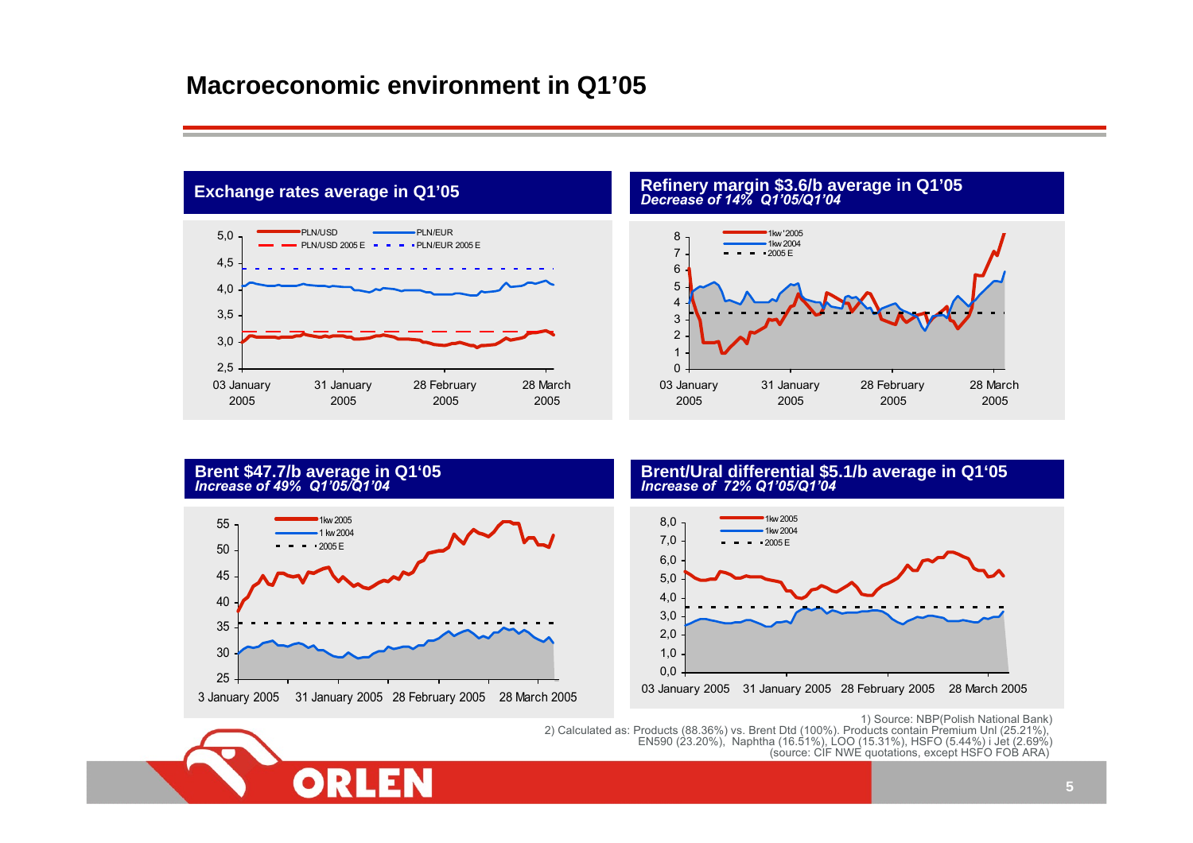# Macroeconomic environment in Q1'05

## Exchange rates average in Q1'05

PLN/USD — PLN/EUR — PLN/USD 2005 E — PLN/EUR 2005 E

## Refinery margin $3.6/b average in Q1'05

*Decrease of 14% Q1'05/Q1'04*

1kw '2005 — 1kw 2004 — 2005 E

## Brent $47.7/b average in Q1'05

*Increase of 49% Q1'05/Q1'04*

1kw 2005 — 1 kw 2004 — 2005 E

## Brent/Ural differential $5.1/b average in Q1'05

*Increase of 72% Q1'05/Q1'04*

1kw 2005 — 1kw 2004 — 2005 E

1) Source: NBP(Polish National Bank)

2) Calculated as: Products (88.36%) vs. Brent Dtd (100%). Products contain Premium Unl (25.21%), EN590 (23.20%), Naphtha (16.51%), LOO (15.31%), HSFO (5.44%) i Jet (2.69%) (source: CIF NWE quotations, except HSFO FOB ARA)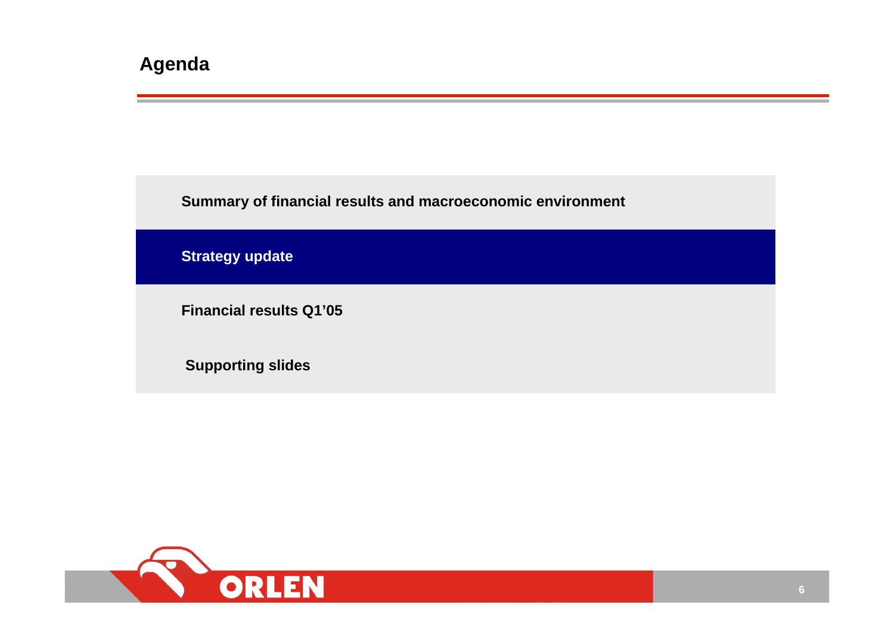# Agenda

- Summary of financial results and macroeconomic environment
- **Strategy update**
- Financial results Q1'05
- Supporting slides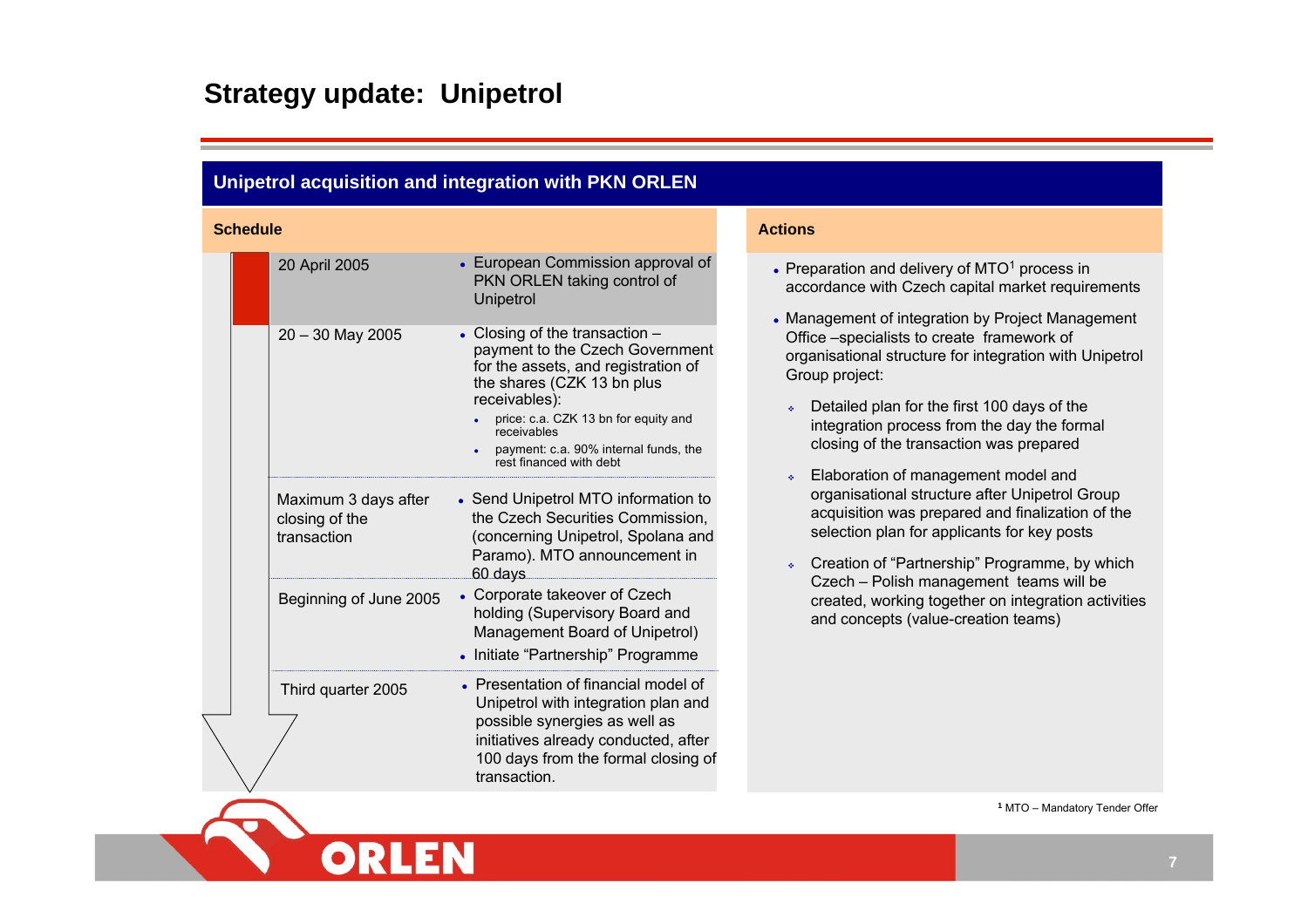# Strategy update: Unipetrol

## Unipetrol acquisition and integration with PKN ORLEN

### Schedule

| Date | Event |
|---|---|
| 20 April 2005 | • European Commission approval of PKN ORLEN taking control of Unipetrol |
| 20 – 30 May 2005 | • Closing of the transaction – payment to the Czech Government for the assets, and registration of the shares (CZK 13 bn plus receivables):<br>• price: c.a. CZK 13 bn for equity and receivables<br>• payment: c.a. 90% internal funds, the rest financed with debt |
| Maximum 3 days after closing of the transaction | • Send Unipetrol MTO information to the Czech Securities Commission, (concerning Unipetrol, Spolana and Paramo). MTO announcement in 60 days |
| Beginning of June 2005 | • Corporate takeover of Czech holding (Supervisory Board and Management Board of Unipetrol)<br>• Initiate "Partnership" Programme |
| Third quarter 2005 | • Presentation of financial model of Unipetrol with integration plan and possible synergies as well as initiatives already conducted, after 100 days from the formal closing of transaction. |

### Actions

- Preparation and delivery of MTO[1] process in accordance with Czech capital market requirements
- Management of integration by Project Management Office –specialists to create framework of organisational structure for integration with Unipetrol Group project:
  - Detailed plan for the first 100 days of the integration process from the day the formal closing of the transaction was prepared
  - Elaboration of management model and organisational structure after Unipetrol Group acquisition was prepared and finalization of the selection plan for applicants for key posts
  - Creation of "Partnership" Programme, by which Czech – Polish management teams will be created, working together on integration activities and concepts (value-creation teams)

[1] MTO – Mandatory Tender Offer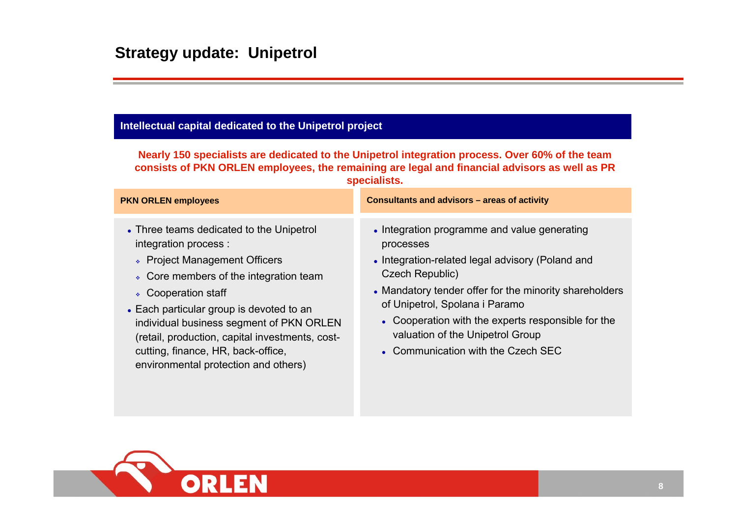# Strategy update: Unipetrol

## Intellectual capital dedicated to the Unipetrol project

**Nearly 150 specialists are dedicated to the Unipetrol integration process. Over 60% of the team consists of PKN ORLEN employees, the remaining are legal and financial advisors as well as PR specialists.**

### PKN ORLEN employees

- Three teams dedicated to the Unipetrol integration process :
  - Project Management Officers
  - Core members of the integration team
  - Cooperation staff
- Each particular group is devoted to an individual business segment of PKN ORLEN (retail, production, capital investments, cost-cutting, finance, HR, back-office, environmental protection and others)

### Consultants and advisors – areas of activity

- Integration programme and value generating processes
- Integration-related legal advisory (Poland and Czech Republic)
- Mandatory tender offer for the minority shareholders of Unipetrol, Spolana i Paramo
  - Cooperation with the experts responsible for the valuation of the Unipetrol Group
  - Communication with the Czech SEC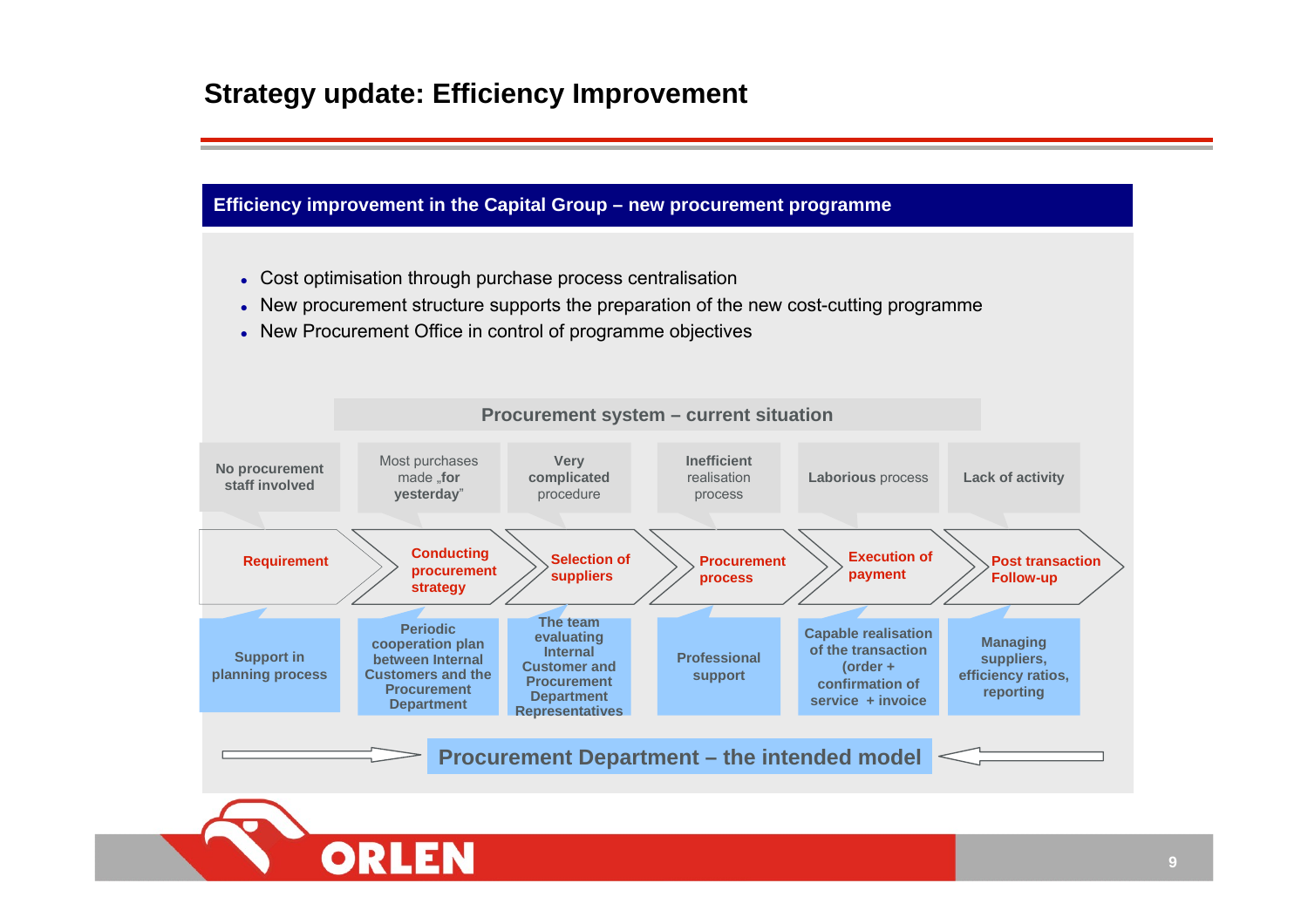# Strategy update: Efficiency Improvement

## Efficiency improvement in the Capital Group – new procurement programme

- Cost optimisation through purchase process centralisation
- New procurement structure supports the preparation of the new cost-cutting programme
- New Procurement Office in control of programme objectives

### Procurement system – current situation

| Current situation | Process stage | Intended model |
|---|---|---|
| No procurement staff involved | Requirement | Support in planning process |
| Most purchases made „for yesterday" | Conducting procurement strategy | Periodic cooperation plan between Internal Customers and the Procurement Department |
| Very complicated procedure | Selection of suppliers | The team evaluating Internal Customer and Procurement Department Representatives |
| Inefficient realisation process | Procurement process | Professional support |
| Laborious process | Execution of payment | Capable realisation of the transaction (order + confirmation of service + invoice |
| Lack of activity | Post transaction Follow-up | Managing suppliers, efficiency ratios, reporting |

### Procurement Department – the intended model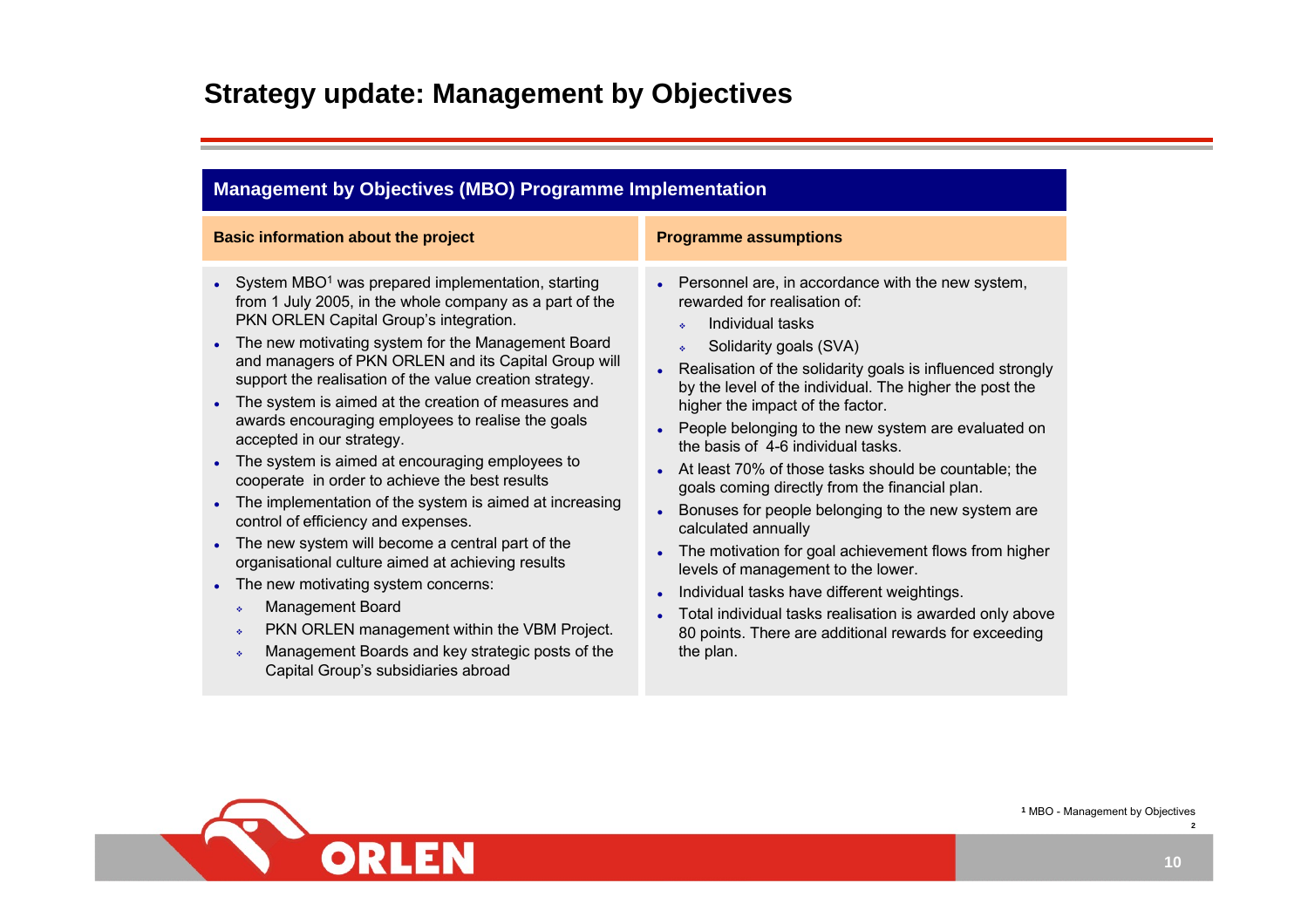# Strategy update: Management by Objectives

## Management by Objectives (MBO) Programme Implementation

### Basic information about the project

- System MBO[1] was prepared implementation, starting from 1 July 2005, in the whole company as a part of the PKN ORLEN Capital Group's integration.
- The new motivating system for the Management Board and managers of PKN ORLEN and its Capital Group will support the realisation of the value creation strategy.
- The system is aimed at the creation of measures and awards encouraging employees to realise the goals accepted in our strategy.
- The system is aimed at encouraging employees to cooperate in order to achieve the best results
- The implementation of the system is aimed at increasing control of efficiency and expenses.
- The new system will become a central part of the organisational culture aimed at achieving results
- The new motivating system concerns:
  - Management Board
  - PKN ORLEN management within the VBM Project.
  - Management Boards and key strategic posts of the Capital Group's subsidiaries abroad

### Programme assumptions

- Personnel are, in accordance with the new system, rewarded for realisation of:
  - Individual tasks
  - Solidarity goals (SVA)
- Realisation of the solidarity goals is influenced strongly by the level of the individual. The higher the post the higher the impact of the factor.
- People belonging to the new system are evaluated on the basis of 4-6 individual tasks.
- At least 70% of those tasks should be countable; the goals coming directly from the financial plan.
- Bonuses for people belonging to the new system are calculated annually
- The motivation for goal achievement flows from higher levels of management to the lower.
- Individual tasks have different weightings.
- Total individual tasks realisation is awarded only above 80 points. There are additional rewards for exceeding the plan.

[1] MBO - Management by Objectives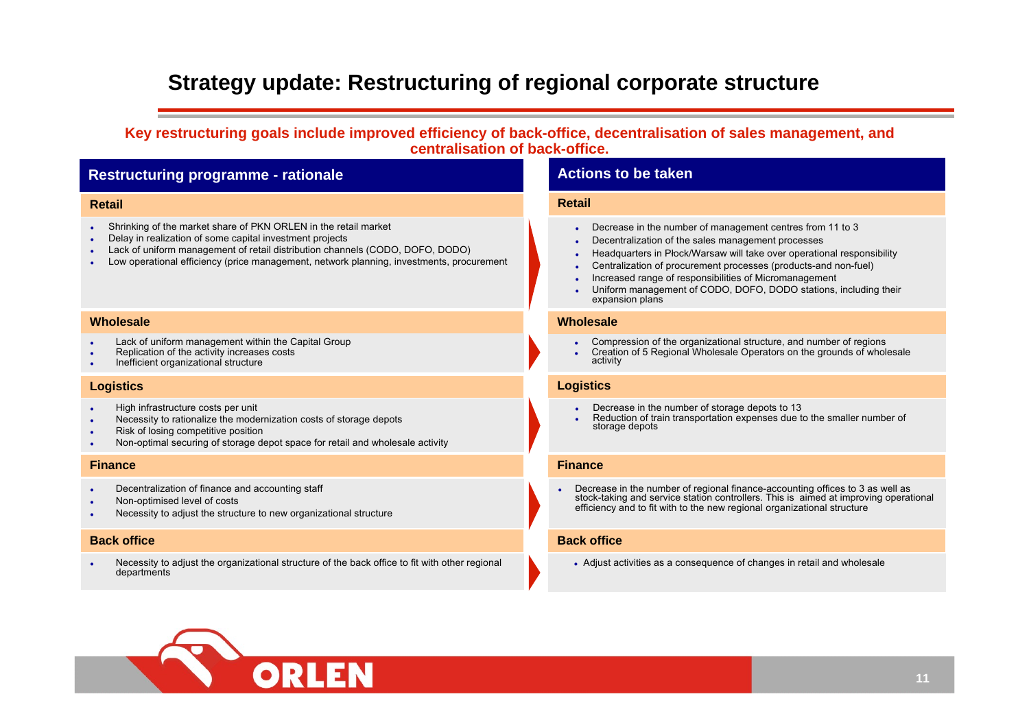# Strategy update: Restructuring of regional corporate structure

**Key restructuring goals include improved efficiency of back-office, decentralisation of sales management, and centralisation of back-office.**

| Restructuring programme - rationale | Actions to be taken |
|---|---|
| **Retail** | **Retail** |
| • Shrinking of the market share of PKN ORLEN in the retail market<br>• Delay in realization of some capital investment projects<br>• Lack of uniform management of retail distribution channels (CODO, DOFO, DODO)<br>• Low operational efficiency (price management, network planning, investments, procurement | • Decrease in the number of management centres from 11 to 3<br>• Decentralization of the sales management processes<br>• Headquarters in Płock/Warsaw will take over operational responsibility<br>• Centralization of procurement processes (products-and non-fuel)<br>• Increased range of responsibilities of Micromanagement<br>• Uniform management of CODO, DOFO, DODO stations, including their expansion plans |
| **Wholesale** | **Wholesale** |
| • Lack of uniform management within the Capital Group<br>• Replication of the activity increases costs<br>• Inefficient organizational structure | • Compression of the organizational structure, and number of regions<br>• Creation of 5 Regional Wholesale Operators on the grounds of wholesale activity |
| **Logistics** | **Logistics** |
| • High infrastructure costs per unit<br>• Necessity to rationalize the modernization costs of storage depots<br>• Risk of losing competitive position<br>• Non-optimal securing of storage depot space for retail and wholesale activity | • Decrease in the number of storage depots to 13<br>• Reduction of train transportation expenses due to the smaller number of storage depots |
| **Finance** | **Finance** |
| • Decentralization of finance and accounting staff<br>• Non-optimised level of costs<br>• Necessity to adjust the structure to new organizational structure | • Decrease in the number of regional finance-accounting offices to 3 as well as stock-taking and service station controllers. This is aimed at improving operational efficiency and to fit with to the new regional organizational structure |
| **Back office** | **Back office** |
| • Necessity to adjust the organizational structure of the back office to fit with other regional departments | • Adjust activities as a consequence of changes in retail and wholesale |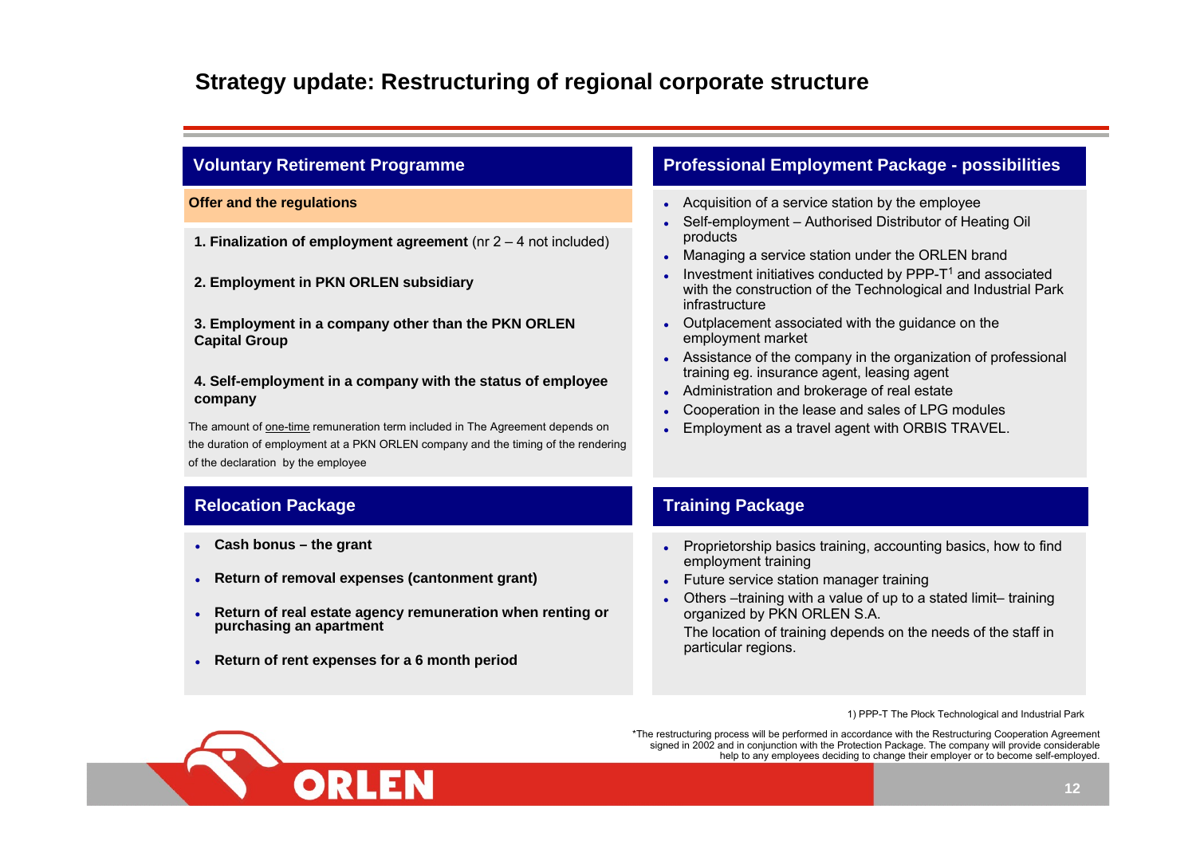# Strategy update: Restructuring of regional corporate structure

## Voluntary Retirement Programme

**Offer and the regulations**

**1. Finalization of employment agreement** (nr 2 – 4 not included)

**2. Employment in PKN ORLEN subsidiary**

**3. Employment in a company other than the PKN ORLEN Capital Group**

**4. Self-employment in a company with the status of employee company**

The amount of one-time remuneration term included in The Agreement depends on the duration of employment at a PKN ORLEN company and the timing of the rendering of the declaration by the employee

## Professional Employment Package - possibilities

- Acquisition of a service station by the employee
- Self-employment – Authorised Distributor of Heating Oil products
- Managing a service station under the ORLEN brand
- Investment initiatives conducted by PPP-T[1] and associated with the construction of the Technological and Industrial Park infrastructure
- Outplacement associated with the guidance on the employment market
- Assistance of the company in the organization of professional training eg. insurance agent, leasing agent
- Administration and brokerage of real estate
- Cooperation in the lease and sales of LPG modules
- Employment as a travel agent with ORBIS TRAVEL.

## Relocation Package

- **Cash bonus – the grant**
- **Return of removal expenses (cantonment grant)**
- **Return of real estate agency remuneration when renting or purchasing an apartment**
- **Return of rent expenses for a 6 month period**

## Training Package

- Proprietorship basics training, accounting basics, how to find employment training
- Future service station manager training
- Others –training with a value of up to a stated limit– training organized by PKN ORLEN S.A.

  The location of training depends on the needs of the staff in particular regions.

1) PPP-T The Płock Technological and Industrial Park

*The restructuring process will be performed in accordance with the Restructuring Cooperation Agreement signed in 2002 and in conjunction with the Protection Package. The company will provide considerable help to any employees deciding to change their employer or to become self-employed.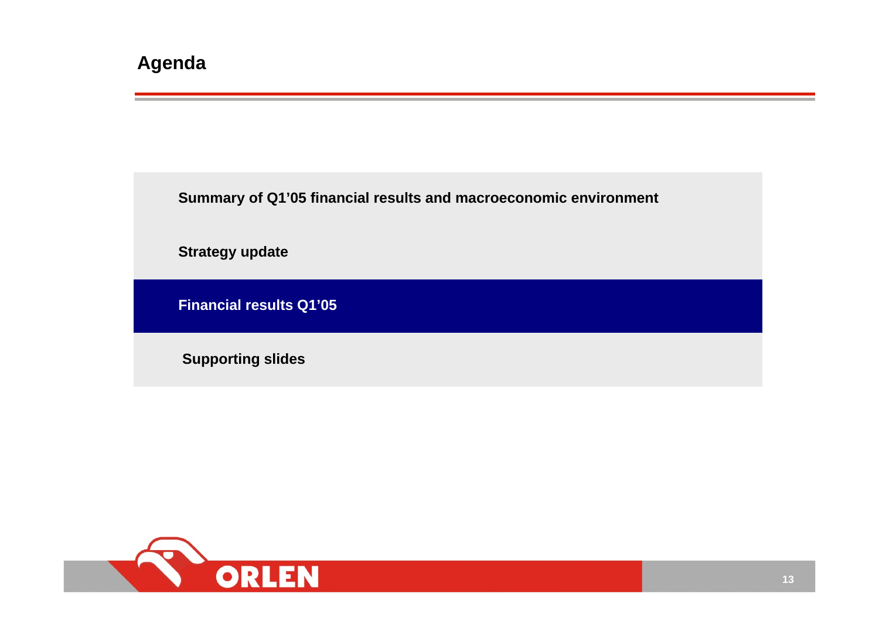# Agenda

- Summary of Q1'05 financial results and macroeconomic environment
- Strategy update
- **Financial results Q1'05**
- Supporting slides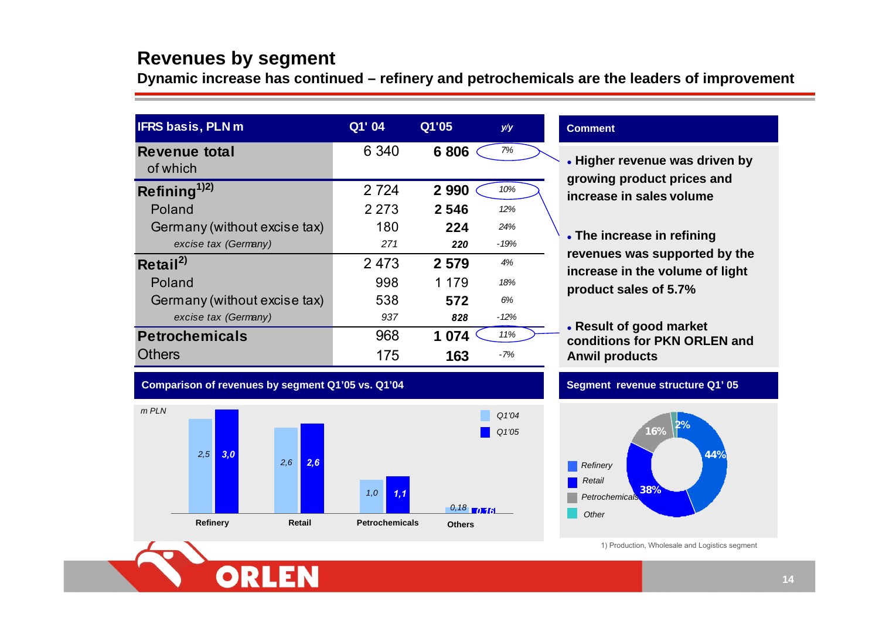# Revenues by segment

**Dynamic increase has continued – refinery and petrochemicals are the leaders of improvement**

| IFRS basis, PLN m | Q1' 04 | Q1'05 | y/y |
|---|---|---|---|
| **Revenue total** | 6 340 | **6 806** | *7%* |
| of which | | | |
| **Refining[1)2)]** | 2 724 | **2 990** | *10%* |
| Poland | 2 273 | **2 546** | *12%* |
| Germany (without excise tax) | 180 | **224** | *24%* |
| *excise tax (Germany)* | *271* | ***220*** | *-19%* |
| **Retail[2)]** | 2 473 | **2 579** | *4%* |
| Poland | 998 | 1 179 | *18%* |
| Germany (without excise tax) | 538 | **572** | *6%* |
| *excise tax (Germany)* | *937* | ***828*** | *-12%* |
| **Petrochemicals** | 968 | **1 074** | *11%* |
| Others | 175 | **163** | *-7%* |

**Comment**

- **Higher revenue was driven by growing product prices and increase in sales volume**
- **The increase in refining revenues was supported by the increase in the volume of light product sales of 5.7%**
- **Result of good market conditions for PKN ORLEN and Anwil products**

**Comparison of revenues by segment Q1'05 vs. Q1'04**

*m PLN*

| | *Q1'04* | *Q1'05* |
|---|---|---|
| Refinery | 2,5 | 3,0 |
| Retail | 2,6 | 2,6 |
| Petrochemicals | 1,0 | 1,1 |
| Others | 0,18 | 0,16 |

**Segment revenue structure Q1' 05**

| Segment | Share |
|---|---|
| Refinery | 44% |
| Retail | 38% |
| Petrochemicals | 16% |
| Other | 2% |

1) Production, Wholesale and Logistics segment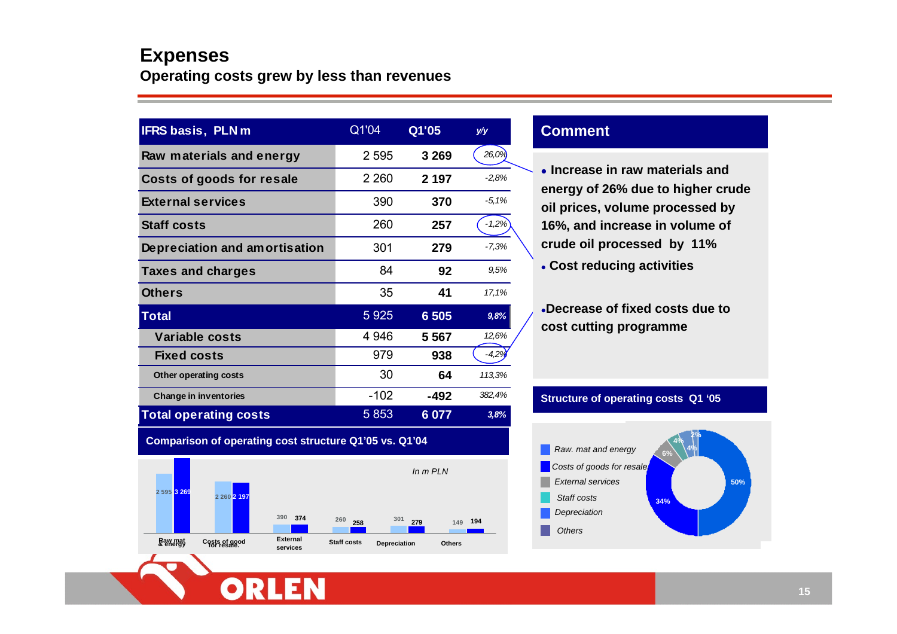# Expenses

## Operating costs grew by less than revenues

| IFRS basis, PLN m | Q1'04 | Q1'05 | y/y |
|---|---|---|---|
| Raw materials and energy | 2 595 | **3 269** | 26,0% |
| Costs of goods for resale | 2 260 | **2 197** | -2,8% |
| External services | 390 | **370** | -5,1% |
| Staff costs | 260 | **257** | -1,2% |
| Depreciation and amortisation | 301 | **279** | -7,3% |
| Taxes and charges | 84 | **92** | 9,5% |
| Others | 35 | **41** | 17,1% |
| **Total** | 5 925 | **6 505** | **9,8%** |
| Variable costs | 4 946 | **5 567** | 12,6% |
| Fixed costs | 979 | **938** | -4,2% |
| Other operating costs | 30 | **64** | 113,3% |
| Change in inventories | -102 | **-492** | 382,4% |
| **Total operating costs** | 5 853 | **6 077** | **3,8%** |

### Comment

- **Increase in raw materials and energy of 26% due to higher crude oil prices, volume processed by 16%, and increase in volume of crude oil processed by 11%**
- **Cost reducing activities**
- **Decrease of fixed costs due to cost cutting programme**

### Comparison of operating cost structure Q1'05 vs. Q1'04

In m PLN

| | Q1'04 | Q1'05 |
|---|---|---|
| Raw mat & energy | 2 595 | 3 269 |
| Costs of good for resale | 2 260 | 2 197 |
| External services | 390 | 374 |
| Staff costs | 260 | 258 |
| Depreciation | 301 | 279 |
| Others | 149 | 194 |

### Structure of operating costs Q1 '05

| Item | Share |
|---|---|
| Raw. mat and energy | 50% |
| Costs of goods for resale | 34% |
| External services | 6% |
| Staff costs | 4% |
| Depreciation | 4% |
| Others | 2% |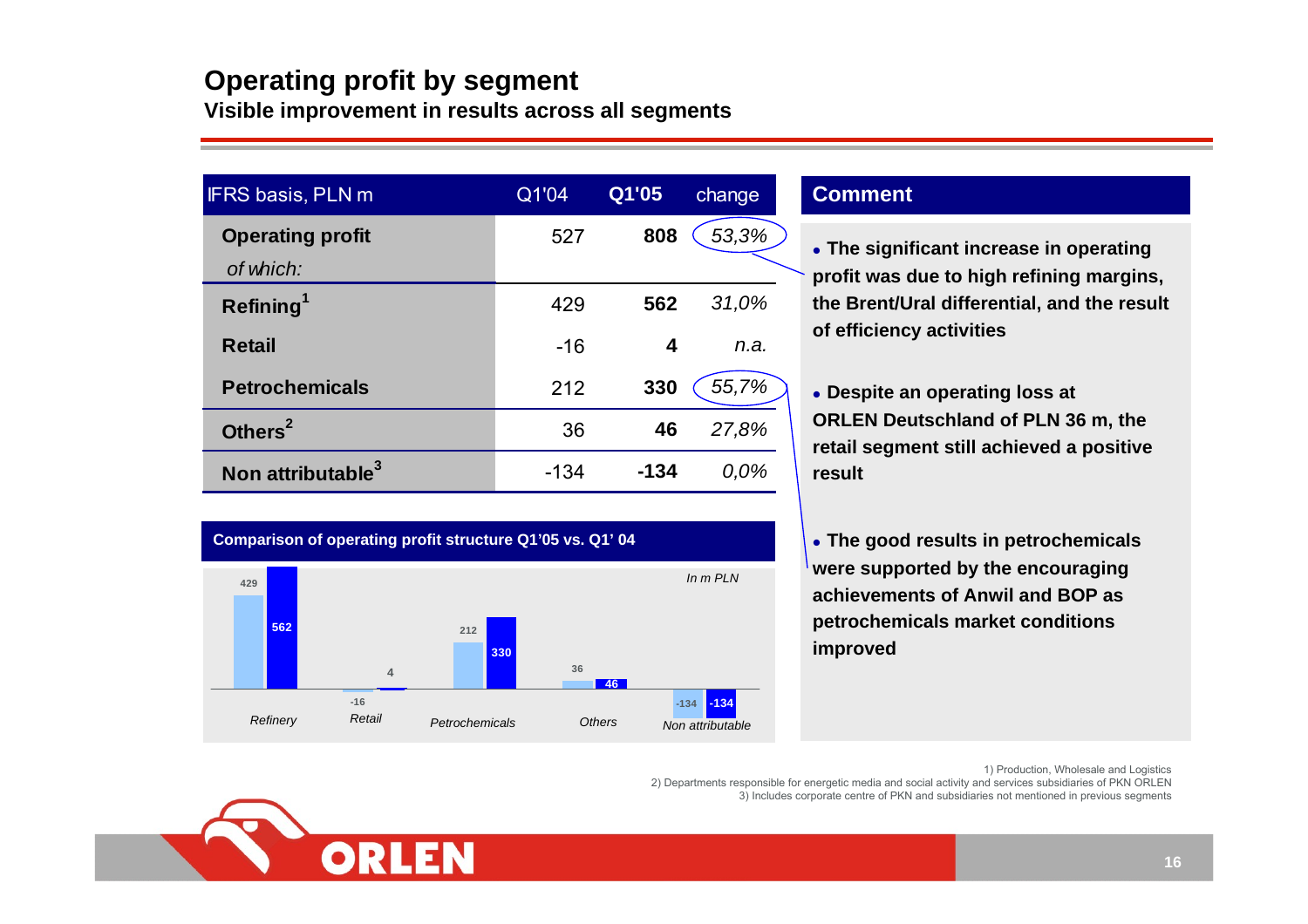# Operating profit by segment

**Visible improvement in results across all segments**

| IFRS basis, PLN m | Q1'04 | Q1'05 | change |
|---|---|---|---|
| **Operating profit** | 527 | **808** | *53,3%* |
| *of which:* | | | |
| **Refining**[1] | 429 | **562** | *31,0%* |
| **Retail** | -16 | **4** | *n.a.* |
| **Petrochemicals** | 212 | **330** | *55,7%* |
| **Others**[2] | 36 | **46** | *27,8%* |
| **Non attributable**[3] | -134 | **-134** | *0,0%* |

## Comment

- **The significant increase in operating profit was due to high refining margins, the Brent/Ural differential, and the result of efficiency activities**
- **Despite an operating loss at ORLEN Deutschland of PLN 36 m, the retail segment still achieved a positive result**
- **The good results in petrochemicals were supported by the encouraging achievements of Anwil and BOP as petrochemicals market conditions improved**

**Comparison of operating profit structure Q1'05 vs. Q1' 04**

*In m PLN*

| | Q1'04 | Q1'05 |
|---|---|---|
| *Refinery* | 429 | 562 |
| *Retail* | -16 | 4 |
| *Petrochemicals* | 212 | 330 |
| *Others* | 36 | 46 |
| *Non attributable* | -134 | -134 |

1) Production, Wholesale and Logistics
2) Departments responsible for energetic media and social activity and services subsidiaries of PKN ORLEN
3) Includes corporate centre of PKN and subsidiaries not mentioned in previous segments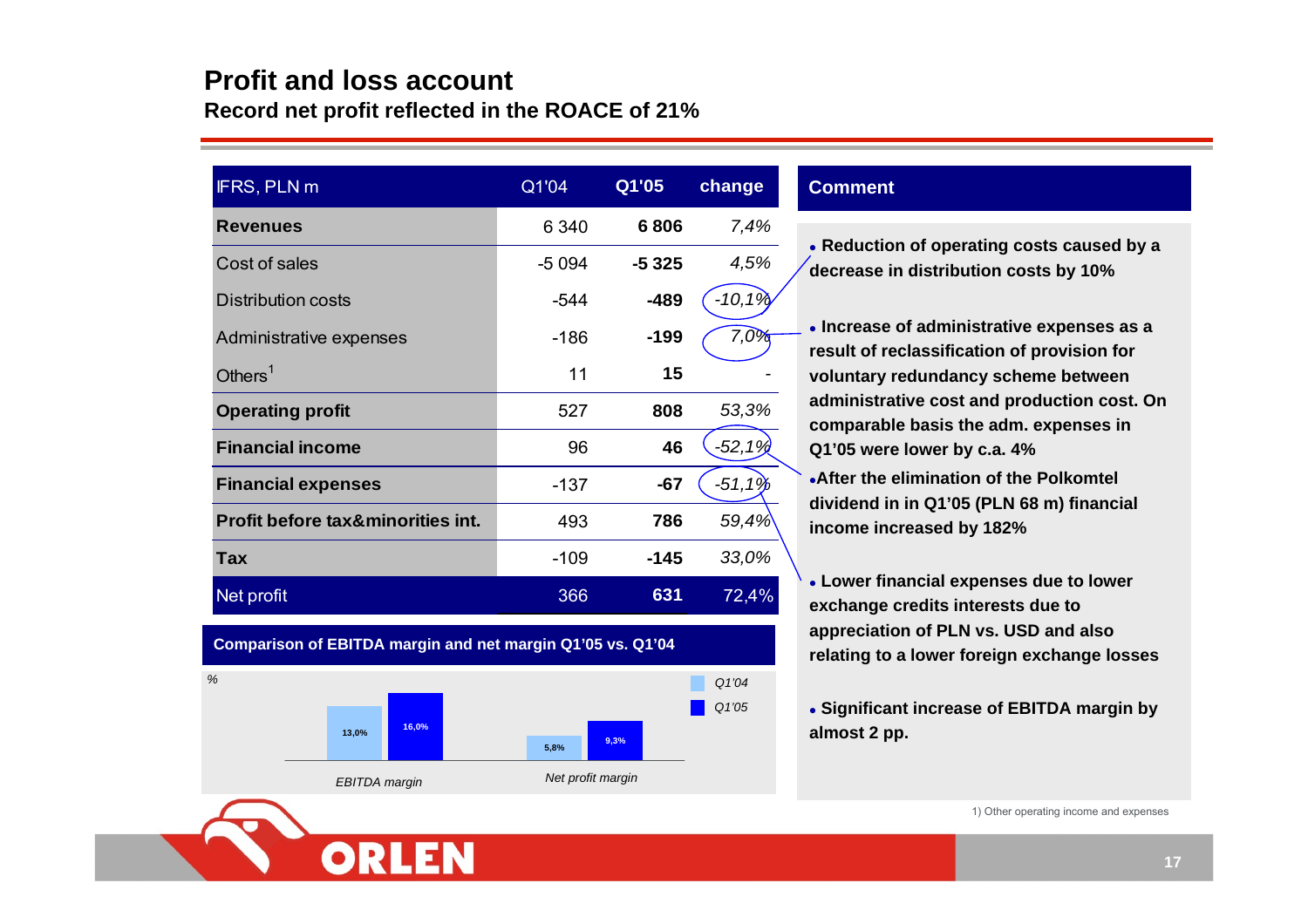# Profit and loss account

## Record net profit reflected in the ROACE of 21%

| IFRS, PLN m | Q1'04 | Q1'05 | change |
|---|---|---|---|
| **Revenues** | 6 340 | **6 806** | *7,4%* |
| Cost of sales | -5 094 | **-5 325** | *4,5%* |
| Distribution costs | -544 | **-489** | *-10,1%* |
| Administrative expenses | -186 | **-199** | *7,0%* |
| Others[1] | 11 | **15** | - |
| **Operating profit** | 527 | **808** | *53,3%* |
| **Financial income** | 96 | **46** | *-52,1%* |
| **Financial expenses** | -137 | **-67** | *-51,1%* |
| **Profit before tax&minorities int.** | 493 | **786** | *59,4%* |
| **Tax** | -109 | **-145** | *33,0%* |
| Net profit | 366 | **631** | 72,4% |

**Comparison of EBITDA margin and net margin Q1'05 vs. Q1'04**

| % | Q1'04 | Q1'05 |
|---|---|---|
| *EBITDA margin* | 13,0% | 16,0% |
| *Net profit margin* | 5,8% | 9,3% |

### Comment

- **Reduction of operating costs caused by a decrease in distribution costs by 10%**
- **Increase of administrative expenses as a result of reclassification of provision for voluntary redundancy scheme between administrative cost and production cost. On comparable basis the adm. expenses in Q1'05 were lower by c.a. 4%**
- **After the elimination of the Polkomtel dividend in in Q1'05 (PLN 68 m) financial income increased by 182%**
- **Lower financial expenses due to lower exchange credits interests due to appreciation of PLN vs. USD and also relating to a lower foreign exchange losses**
- **Significant increase of EBITDA margin by almost 2 pp.**

1) Other operating income and expenses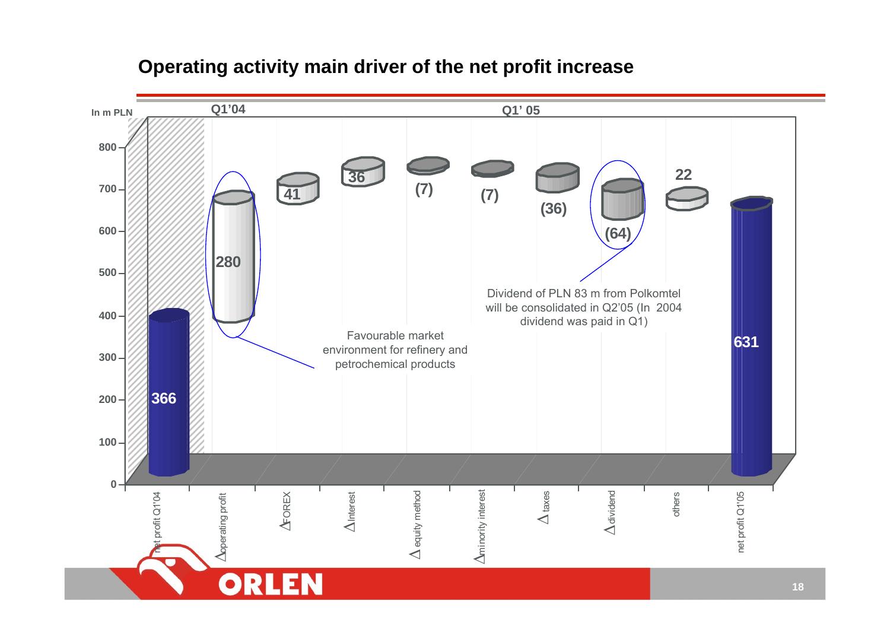# Operating activity main driver of the net profit increase

In m PLN

| | Q1'04 | Q1'05 | | | | | | | | |
|---|---|---|---|---|---|---|---|---|---|---|
| | net profit Q1'04 | Δ operating profit | Δ FOREX | Δ Interest | Δ equity method | Δ minority interest | Δ taxes | Δ dividend | others | net profit Q1'05 |
| Value | 366 | 280 | 41 | 36 | (7) | (7) | (36) | (64) | 22 | 631 |

Favourable market environment for refinery and petrochemical products

Dividend of PLN 83 m from Polkomtel will be consolidated in Q2'05 (In 2004 dividend was paid in Q1)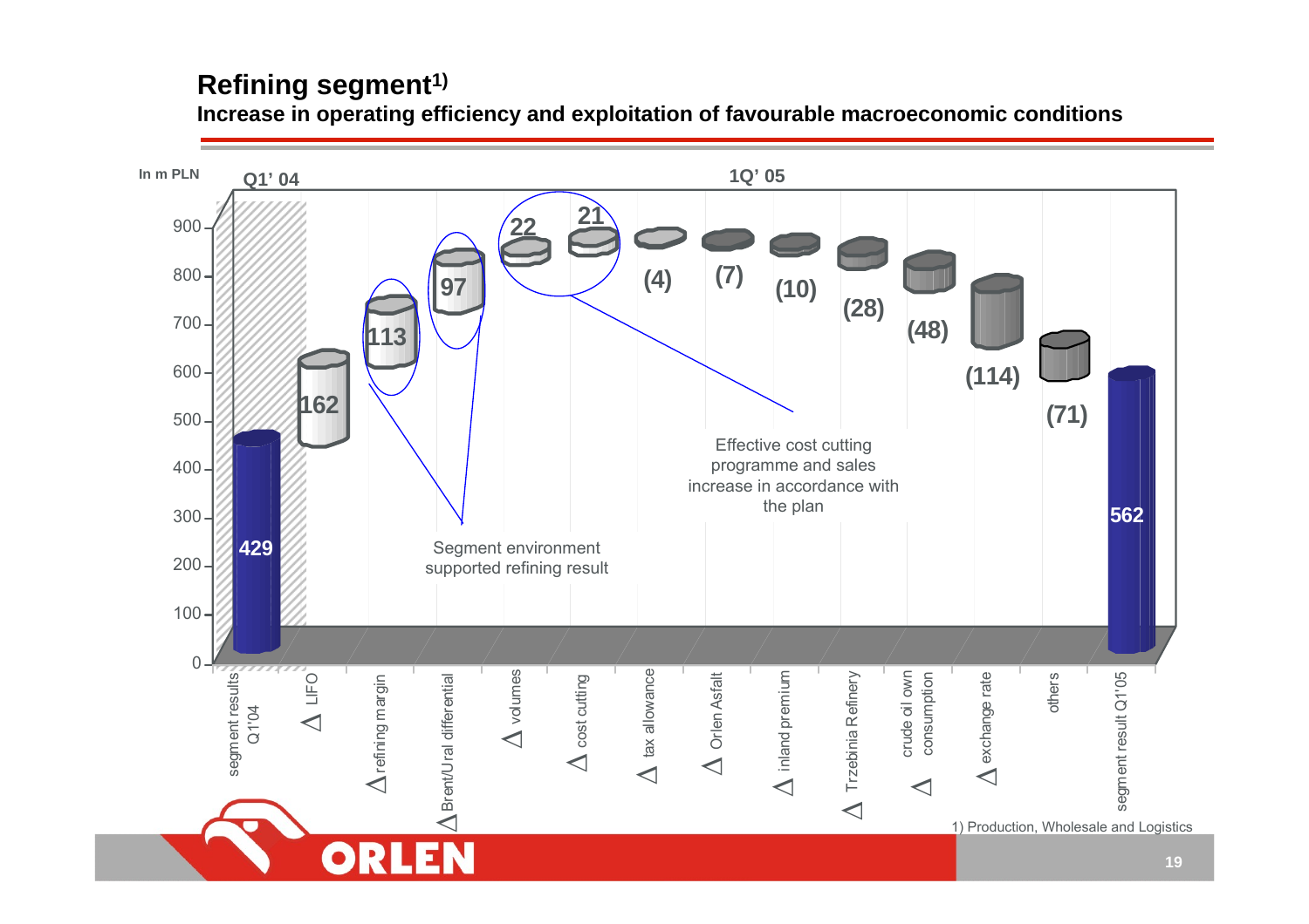# Refining segment[1)]

**Increase in operating efficiency and exploitation of favourable macroeconomic conditions**

In m PLN

| | Q1' 04 / 1Q' 05 |
|---|---|
| segment results Q1'04 | 429 |
| Δ LIFO | 162 |
| Δ refining margin | 113 |
| Δ Brent/Ural differential | 97 |
| Δ volumes | 22 |
| Δ cost cutting | 21 |
| Δ tax allowance | (4) |
| Δ Orlen Asfalt | (7) |
| Δ inland premium | (10) |
| Δ Trzebinia Refinery | (28) |
| Δ crude oil own consumption | (48) |
| Δ exchange rate | (114) |
| others | (71) |
| segment result Q1'05 | 562 |

Segment environment supported refining result

Effective cost cutting programme and sales increase in accordance with the plan

1) Production, Wholesale and Logistics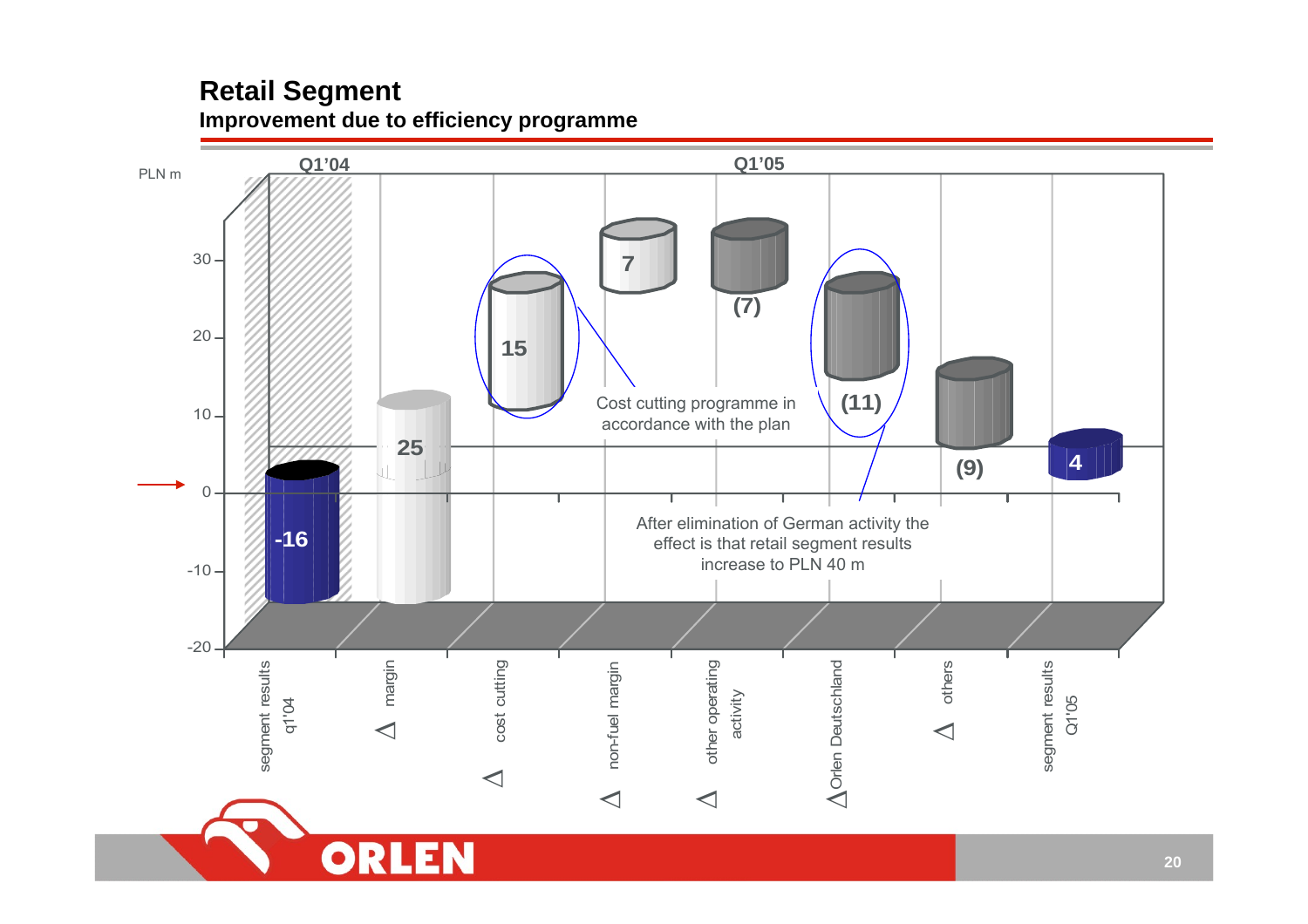## Retail Segment

### Improvement due to efficiency programme

PLN m

Q1'04 | Q1'05

| Item | Value |
|---|---|
| segment results q1'04 | -16 |
| Δ margin | 25 |
| Δ cost cutting | 15 |
| Δ non-fuel margin | 7 |
| Δ other operating activity | (7) |
| Δ Orlen Deutschland | (11) |
| Δ others | (9) |
| segment results Q1'05 | 4 |

Cost cutting programme in accordance with the plan

After elimination of German activity the effect is that retail segment results increase to PLN 40 m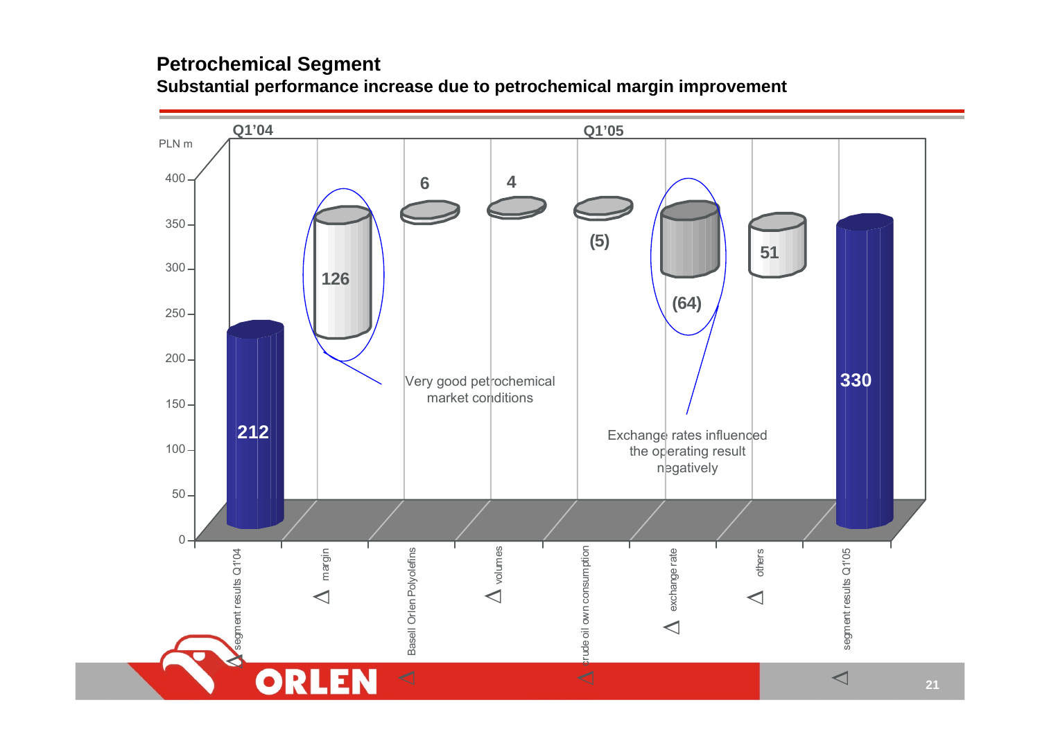## Petrochemical Segment

### Substantial performance increase due to petrochemical margin improvement

PLN m

| | Q1'04 | | | | Q1'05 | | | |
|---|---|---|---|---|---|---|---|---|
| | segment results Q1'04 | Δ margin | Δ Basell Orlen Polyolefins | Δ volumes | Δ crude oil own consumption | Δ exchange rate | Δ others | segment results Q1'05 |
| PLN m | 212 | 126 | 6 | 4 | (5) | (64) | 51 | 330 |

Very good petrochemical market conditions

Exchange rates influenced the operating result negatively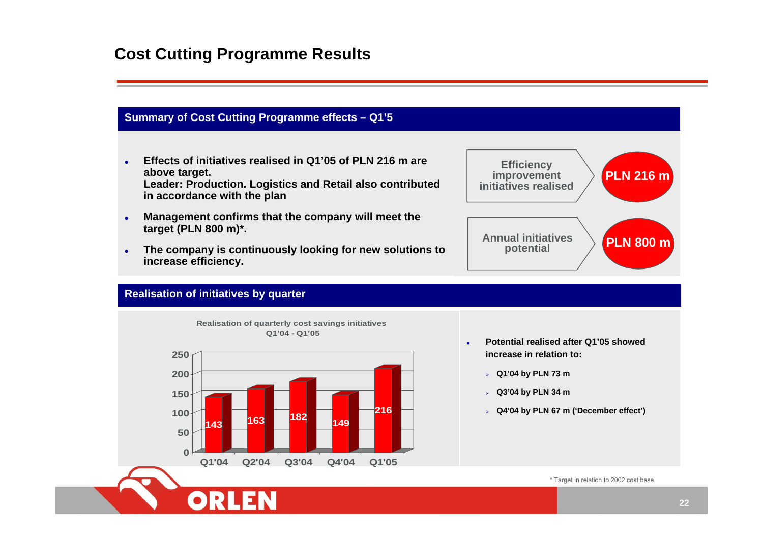# Cost Cutting Programme Results

## Summary of Cost Cutting Programme effects – Q1'5

- **Effects of initiatives realised in Q1'05 of PLN 216 m are above target.**
  **Leader: Production. Logistics and Retail also contributed in accordance with the plan**
- **Management confirms that the company will meet the target (PLN 800 m)\*.**
- **The company is continuously looking for new solutions to increase efficiency.**

| | |
|---|---|
| Efficiency improvement initiatives realised | **PLN 216 m** |
| Annual initiatives potential | **PLN 800 m** |

## Realisation of initiatives by quarter

**Realisation of quarterly cost savings initiatives Q1'04 - Q1'05**

| Quarter | Q1'04 | Q2'04 | Q3'04 | Q4'04 | Q1'05 |
|---|---|---|---|---|---|
| Value | 143 | 163 | 182 | 149 | 216 |

- **Potential realised after Q1'05 showed increase in relation to:**
  - **Q1'04 by PLN 73 m**
  - **Q3'04 by PLN 34 m**
  - **Q4'04 by PLN 67 m ('December effect')**

\* Target in relation to 2002 cost base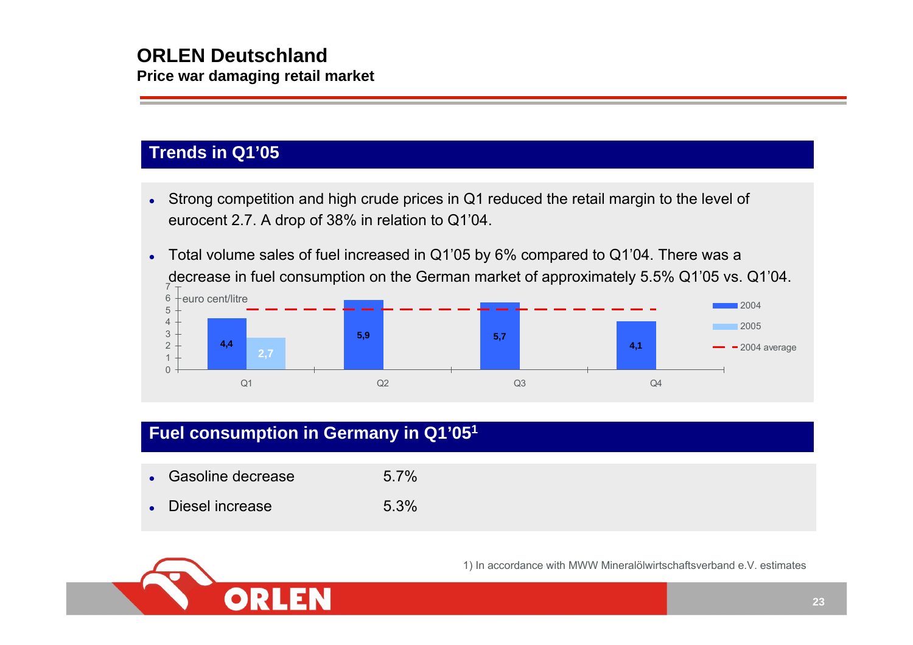# ORLEN Deutschland

**Price war damaging retail market**

## Trends in Q1'05

- Strong competition and high crude prices in Q1 reduced the retail margin to the level of eurocent 2.7. A drop of 38% in relation to Q1'04.
- Total volume sales of fuel increased in Q1'05 by 6% compared to Q1'04. There was a decrease in fuel consumption on the German market of approximately 5.5% Q1'05 vs. Q1'04.

euro cent/litre

| | Q1 | Q2 | Q3 | Q4 |
|---|---|---|---|---|
| 2004 | 4,4 | 5,9 | 5,7 | 4,1 |
| 2005 | 2,7 | | | |

Legend: 2004, 2005, 2004 average

## Fuel consumption in Germany in Q1'05[1]

- Gasoline decrease 5.7%
- Diesel increase 5.3%

1) In accordance with MWW Mineralölwirtschaftsverband e.V. estimates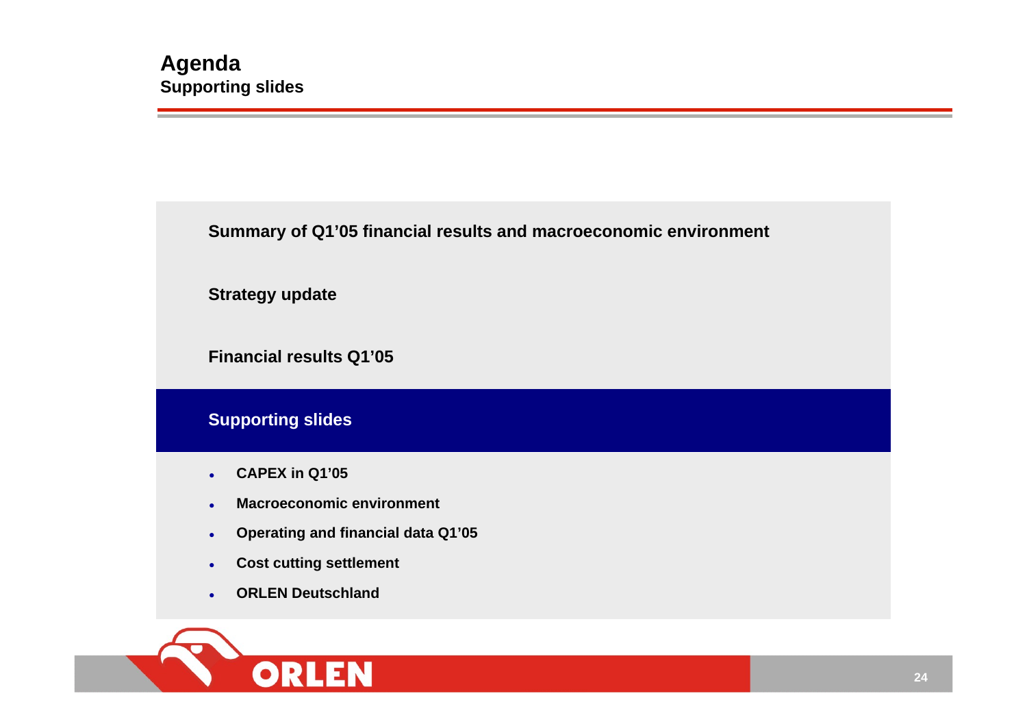# Agenda

## Supporting slides

Summary of Q1'05 financial results and macroeconomic environment

Strategy update

Financial results Q1'05

**Supporting slides**

- CAPEX in Q1'05
- Macroeconomic environment
- Operating and financial data Q1'05
- Cost cutting settlement
- ORLEN Deutschland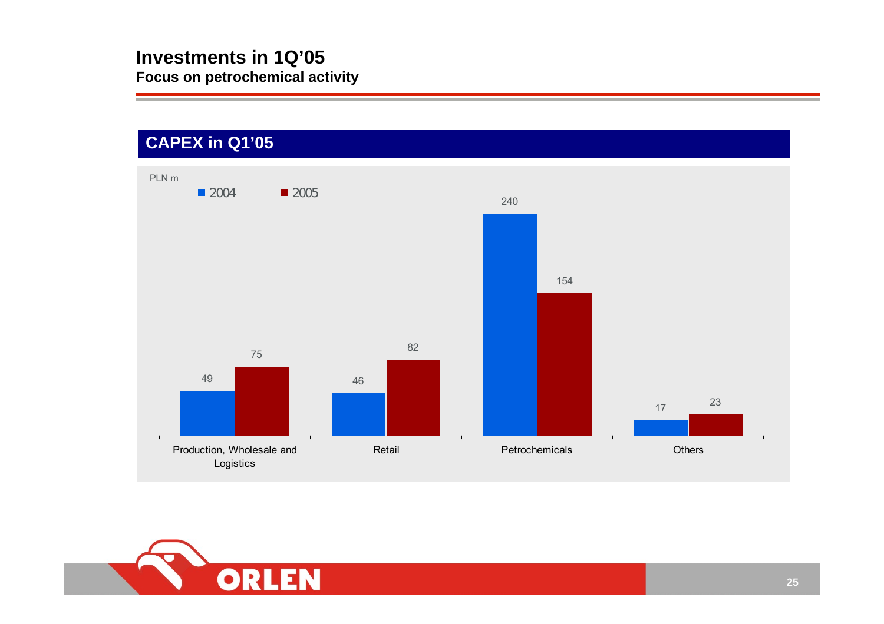# Investments in 1Q'05

**Focus on petrochemical activity**

## CAPEX in Q1'05

PLN m

| | 2004 | 2005 |
|---|---|---|
| Production, Wholesale and Logistics | 49 | 75 |
| Retail | 46 | 82 |
| Petrochemicals | 240 | 154 |
| Others | 17 | 23 |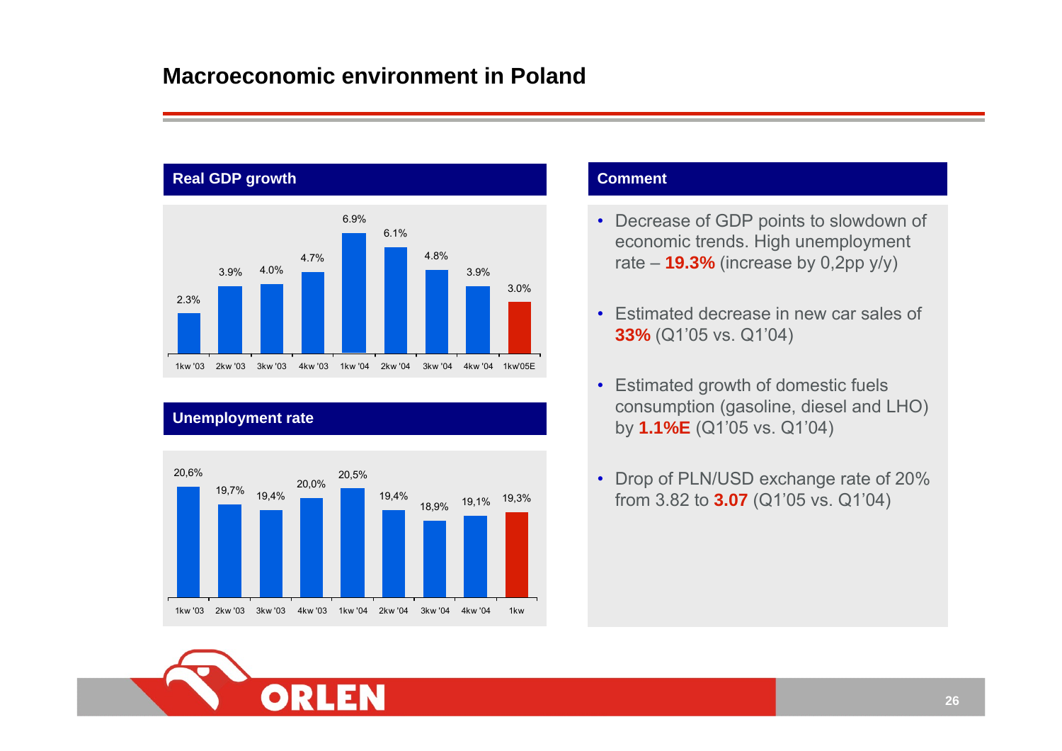# Macroeconomic environment in Poland

## Real GDP growth

| 1kw '03 | 2kw '03 | 3kw '03 | 4kw '03 | 1kw '04 | 2kw '04 | 3kw '04 | 4kw '04 | 1kw'05E |
|---|---|---|---|---|---|---|---|---|
| 2.3% | 3.9% | 4.0% | 4.7% | 6.9% | 6.1% | 4.8% | 3.9% | 3.0% |

## Unemployment rate

| 1kw '03 | 2kw '03 | 3kw '03 | 4kw '03 | 1kw '04 | 2kw '04 | 3kw '04 | 4kw '04 | 1kw |
|---|---|---|---|---|---|---|---|---|
| 20,6% | 19,7% | 19,4% | 20,0% | 20,5% | 19,4% | 18,9% | 19,1% | 19,3% |

## Comment

- Decrease of GDP points to slowdown of economic trends. High unemployment rate – **19.3%** (increase by 0,2pp y/y)
- Estimated decrease in new car sales of **33%** (Q1'05 vs. Q1'04)
- Estimated growth of domestic fuels consumption (gasoline, diesel and LHO) by **1.1%E** (Q1'05 vs. Q1'04)
- Drop of PLN/USD exchange rate of 20% from 3.82 to **3.07** (Q1'05 vs. Q1'04)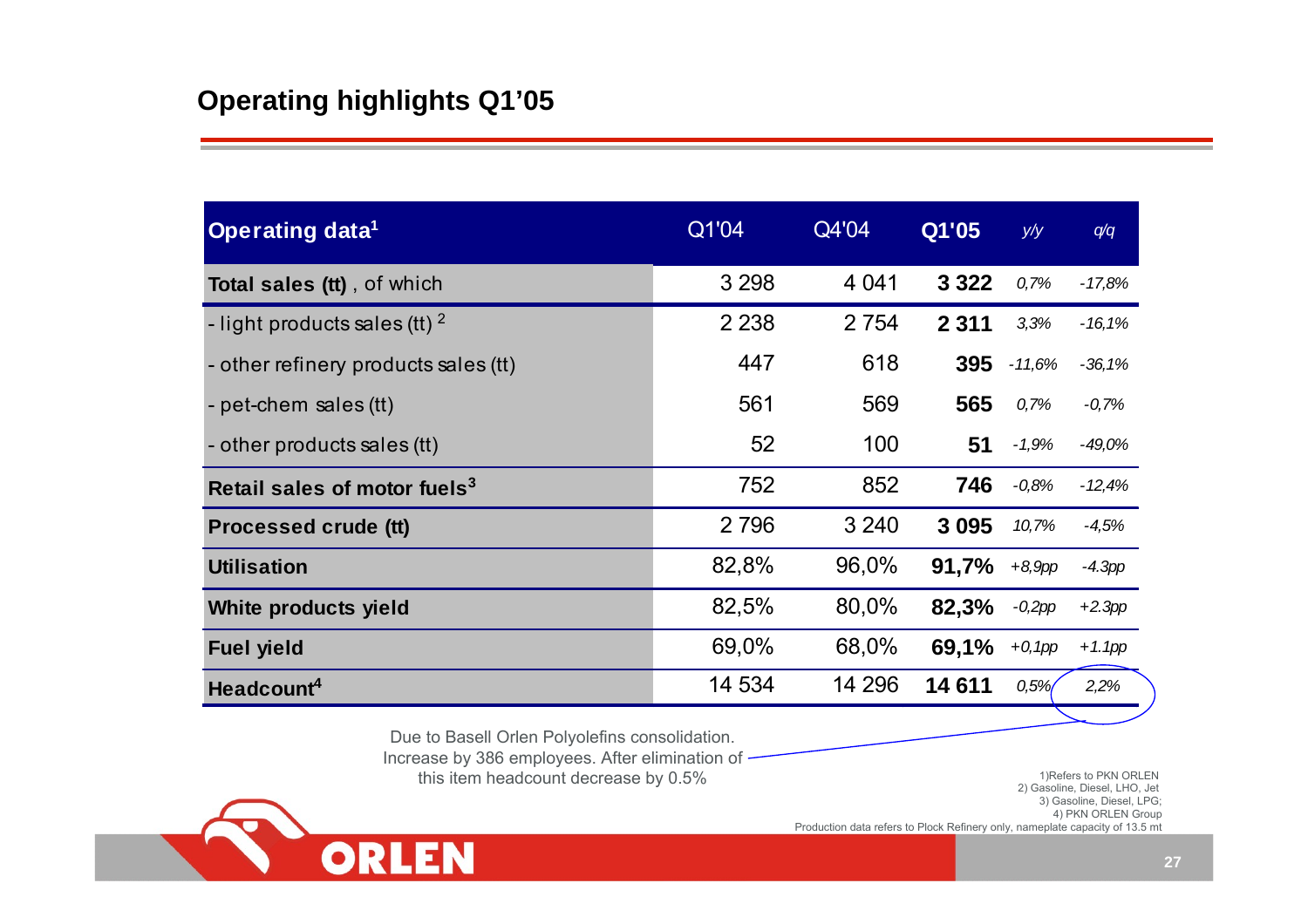## Operating highlights Q1'05

| Operating data[1] | Q1'04 | Q4'04 | **Q1'05** | *y/y* | *q/q* |
|---|---|---|---|---|---|
| **Total sales (tt)**, of which | 3 298 | 4 041 | **3 322** | *0,7%* | *-17,8%* |
| - light products sales (tt) [2] | 2 238 | 2 754 | **2 311** | *3,3%* | *-16,1%* |
| - other refinery products sales (tt) | 447 | 618 | **395** | *-11,6%* | *-36,1%* |
| - pet-chem sales (tt) | 561 | 569 | **565** | *0,7%* | *-0,7%* |
| - other products sales (tt) | 52 | 100 | **51** | *-1,9%* | *-49,0%* |
| **Retail sales of motor fuels[3]** | 752 | 852 | **746** | *-0,8%* | *-12,4%* |
| **Processed crude (tt)** | 2 796 | 3 240 | **3 095** | *10,7%* | *-4,5%* |
| **Utilisation** | 82,8% | 96,0% | **91,7%** | *+8,9pp* | *-4.3pp* |
| **White products yield** | 82,5% | 80,0% | **82,3%** | *-0,2pp* | *+2.3pp* |
| **Fuel yield** | 69,0% | 68,0% | **69,1%** | *+0,1pp* | *+1.1pp* |
| **Headcount[4]** | 14 534 | 14 296 | **14 611** | *0,5%* | *2,2%* |

Due to Basell Orlen Polyolefins consolidation. Increase by 386 employees. After elimination of this item headcount decrease by 0.5%

1) Refers to PKN ORLEN
2) Gasoline, Diesel, LHO, Jet
3) Gasoline, Diesel, LPG;
4) PKN ORLEN Group

Production data refers to Plock Refinery only, nameplate capacity of 13.5 mt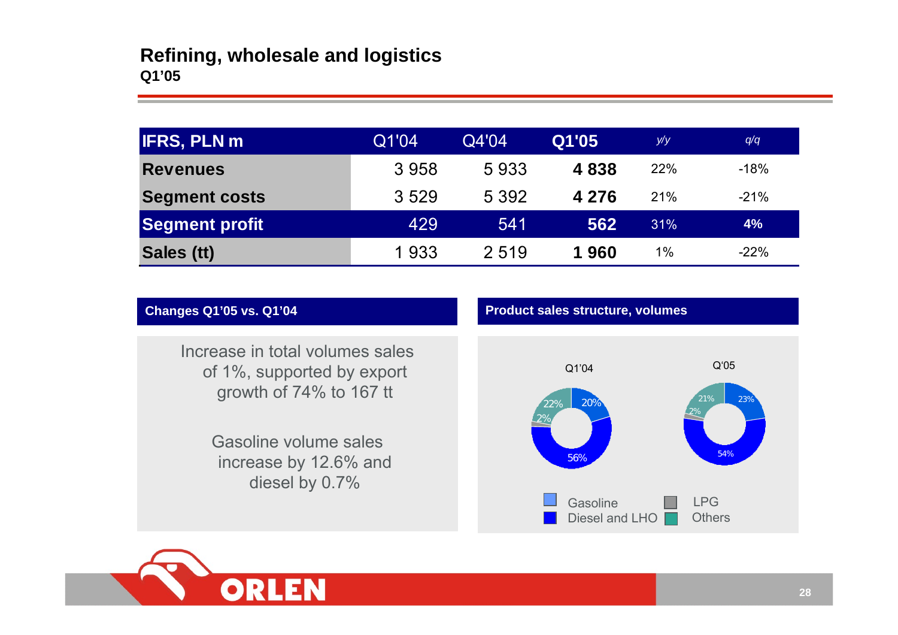# Refining, wholesale and logistics

**Q1'05**

| IFRS, PLN m | Q1'04 | Q4'04 | Q1'05 | y/y | q/q |
|---|---|---|---|---|---|
| **Revenues** | 3 958 | 5 933 | **4 838** | 22% | -18% |
| **Segment costs** | 3 529 | 5 392 | **4 276** | 21% | -21% |
| **Segment profit** | 429 | 541 | **562** | 31% | **4%** |
| **Sales (tt)** | 1 933 | 2 519 | **1 960** | 1% | -22% |

### Changes Q1'05 vs. Q1'04

Increase in total volumes sales of 1%, supported by export growth of 74% to 167 tt

Gasoline volume sales increase by 12.6% and diesel by 0.7%

### Product sales structure, volumes

Q1'04: Gasoline 20%, Diesel and LHO 56%, LPG 2%, Others 22%

Q'05: Gasoline 23%, Diesel and LHO 54%, LPG 2%, Others 21%

Gasoline, Diesel and LHO, LPG, Others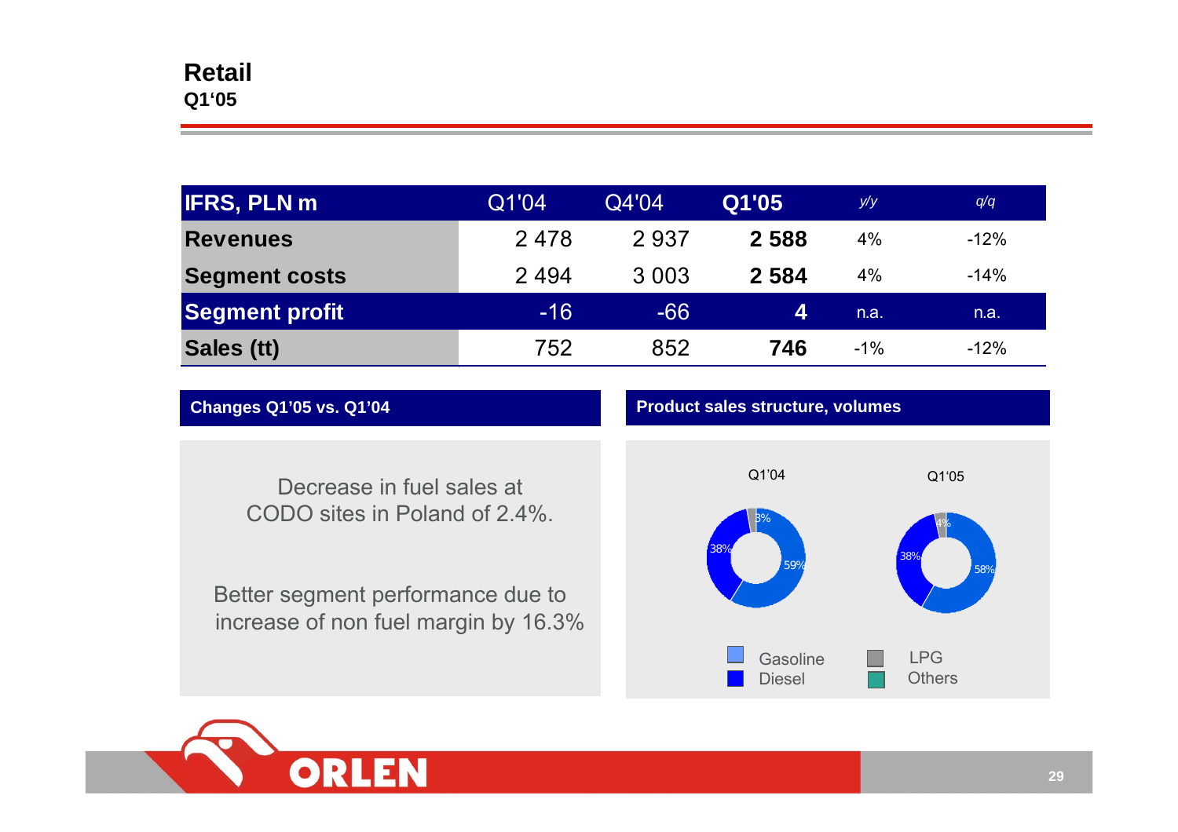# Retail

**Q1'05**

| IFRS, PLN m | Q1'04 | Q4'04 | Q1'05 | y/y | q/q |
|---|---|---|---|---|---|
| **Revenues** | 2 478 | 2 937 | **2 588** | 4% | -12% |
| **Segment costs** | 2 494 | 3 003 | **2 584** | 4% | -14% |
| **Segment profit** | -16 | -66 | **4** | n.a. | n.a. |
| **Sales (tt)** | 752 | 852 | **746** | -1% | -12% |

## Changes Q1'05 vs. Q1'04

Decrease in fuel sales at CODO sites in Poland of 2.4%.

Better segment performance due to increase of non fuel margin by 16.3%

## Product sales structure, volumes

| | Q1'04 | Q1'05 |
|---|---|---|
| Gasoline | 59% | 58% |
| Diesel | 38% | 38% |
| LPG | 3% | 4% |

Gasoline, Diesel, LPG, Others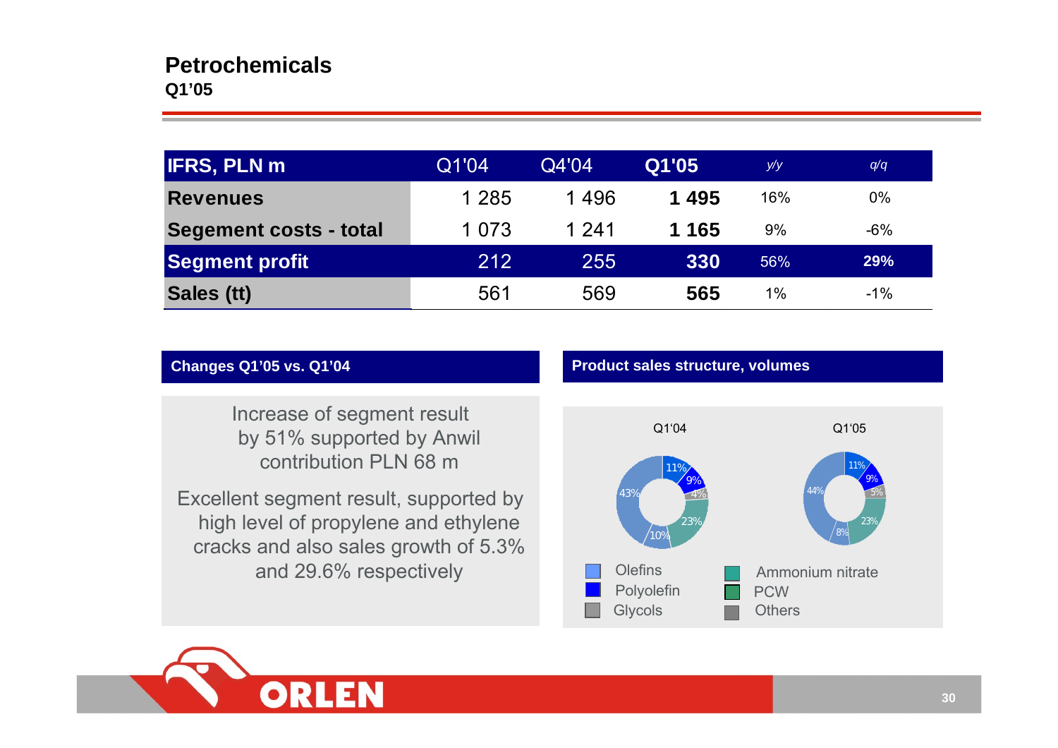# Petrochemicals

**Q1'05**

| IFRS, PLN m | Q1'04 | Q4'04 | Q1'05 | y/y | q/q |
|---|---|---|---|---|---|
| **Revenues** | 1 285 | 1 496 | **1 495** | 16% | 0% |
| **Segement costs - total** | 1 073 | 1 241 | **1 165** | 9% | -6% |
| **Segment profit** | 212 | 255 | **330** | 56% | **29%** |
| **Sales (tt)** | 561 | 569 | **565** | 1% | -1% |

## Changes Q1'05 vs. Q1'04

Increase of segment result by 51% supported by Anwil contribution PLN 68 m

Excellent segment result, supported by high level of propylene and ethylene cracks and also sales growth of 5.3% and 29.6% respectively

## Product sales structure, volumes

| | Q1'04 | Q1'05 |
|---|---|---|
| Olefins | 43% | 44% |
| Polyolefin | 11% | 11% |
| Glycols | 9% | 9% |
| Ammonium nitrate | 4% | 5% |
| PCW | 23% | 23% |
| Others | 10% | 8% |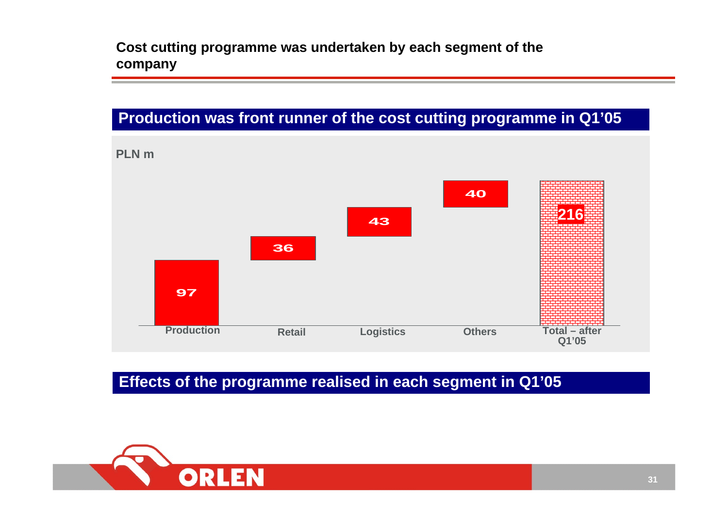# Cost cutting programme was undertaken by each segment of the company

## Production was front runner of the cost cutting programme in Q1'05

PLN m

| | Production | Retail | Logistics | Others | Total – after Q1'05 |
|---|---|---|---|---|---|
| PLN m | 97 | 36 | 43 | 40 | 216 |

## Effects of the programme realised in each segment in Q1'05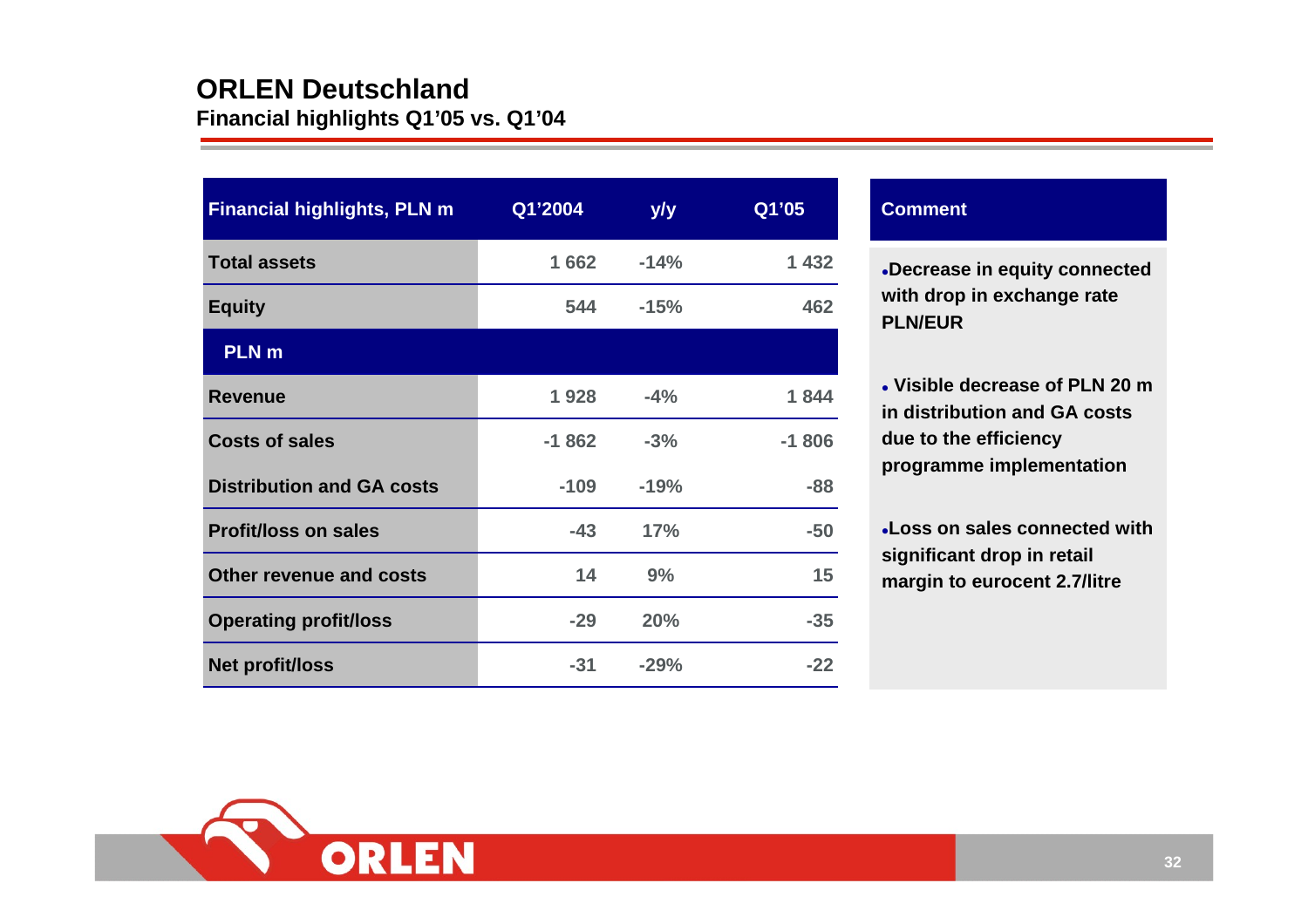# ORLEN Deutschland

## Financial highlights Q1'05 vs. Q1'04

| Financial highlights, PLN m | Q1'2004 | y/y | Q1'05 |
|---|---|---|---|
| Total assets | 1 662 | -14% | 1 432 |
| Equity | 544 | -15% | 462 |
| **PLN m** | | | |
| Revenue | 1 928 | -4% | 1 844 |
| Costs of sales | -1 862 | -3% | -1 806 |
| Distribution and GA costs | -109 | -19% | -88 |
| Profit/loss on sales | -43 | 17% | -50 |
| Other revenue and costs | 14 | 9% | 15 |
| Operating profit/loss | -29 | 20% | -35 |
| Net profit/loss | -31 | -29% | -22 |

### Comment

- Decrease in equity connected with drop in exchange rate PLN/EUR
- Visible decrease of PLN 20 m in distribution and GA costs due to the efficiency programme implementation
- Loss on sales connected with significant drop in retail margin to eurocent 2.7/litre